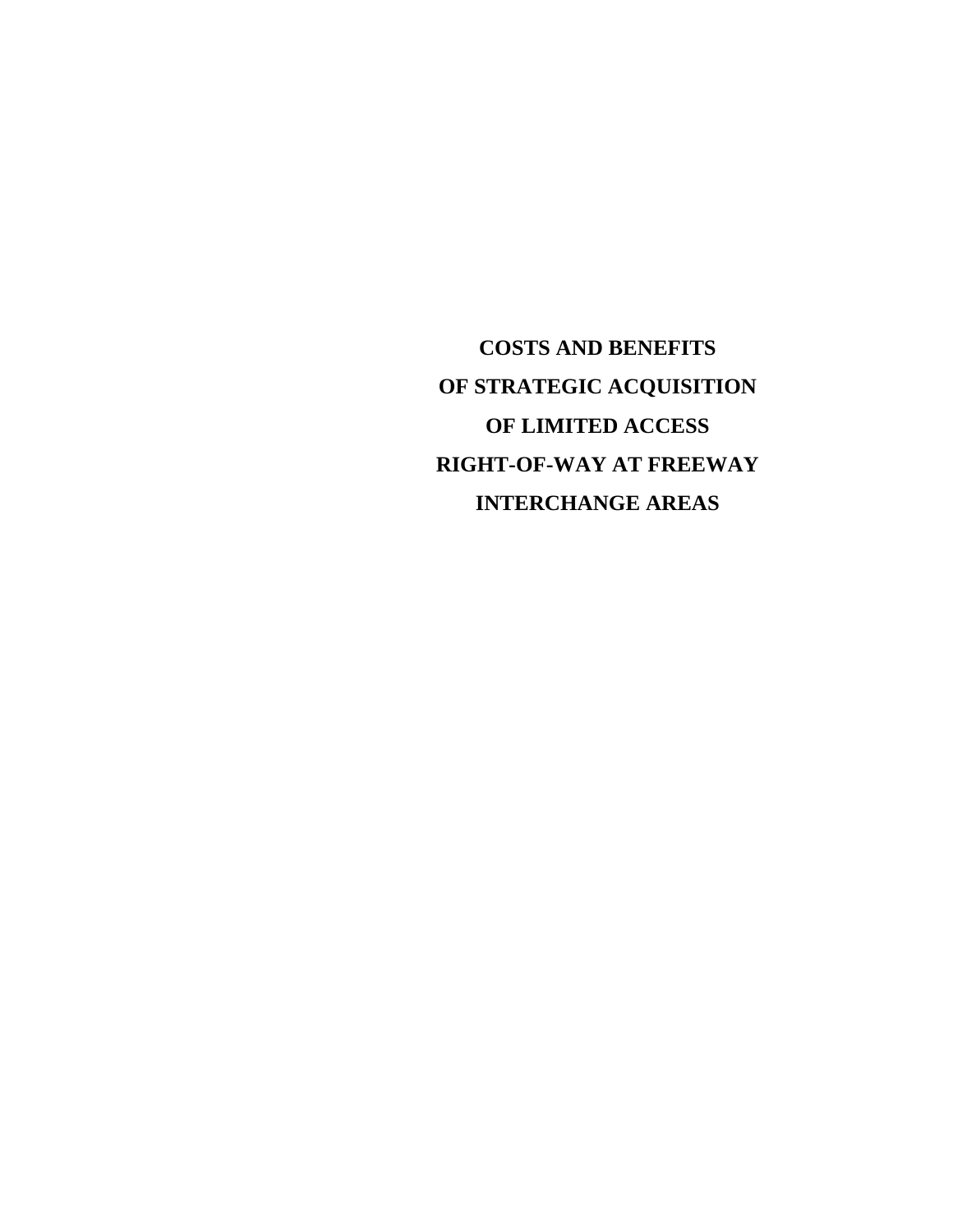# COSTS AND BENEFITS OF STRATEGIC ACQUISITION OF LIMITED ACCESS RIGHT-OF-WAY AT FREEWAY INTERCHANGE AREAS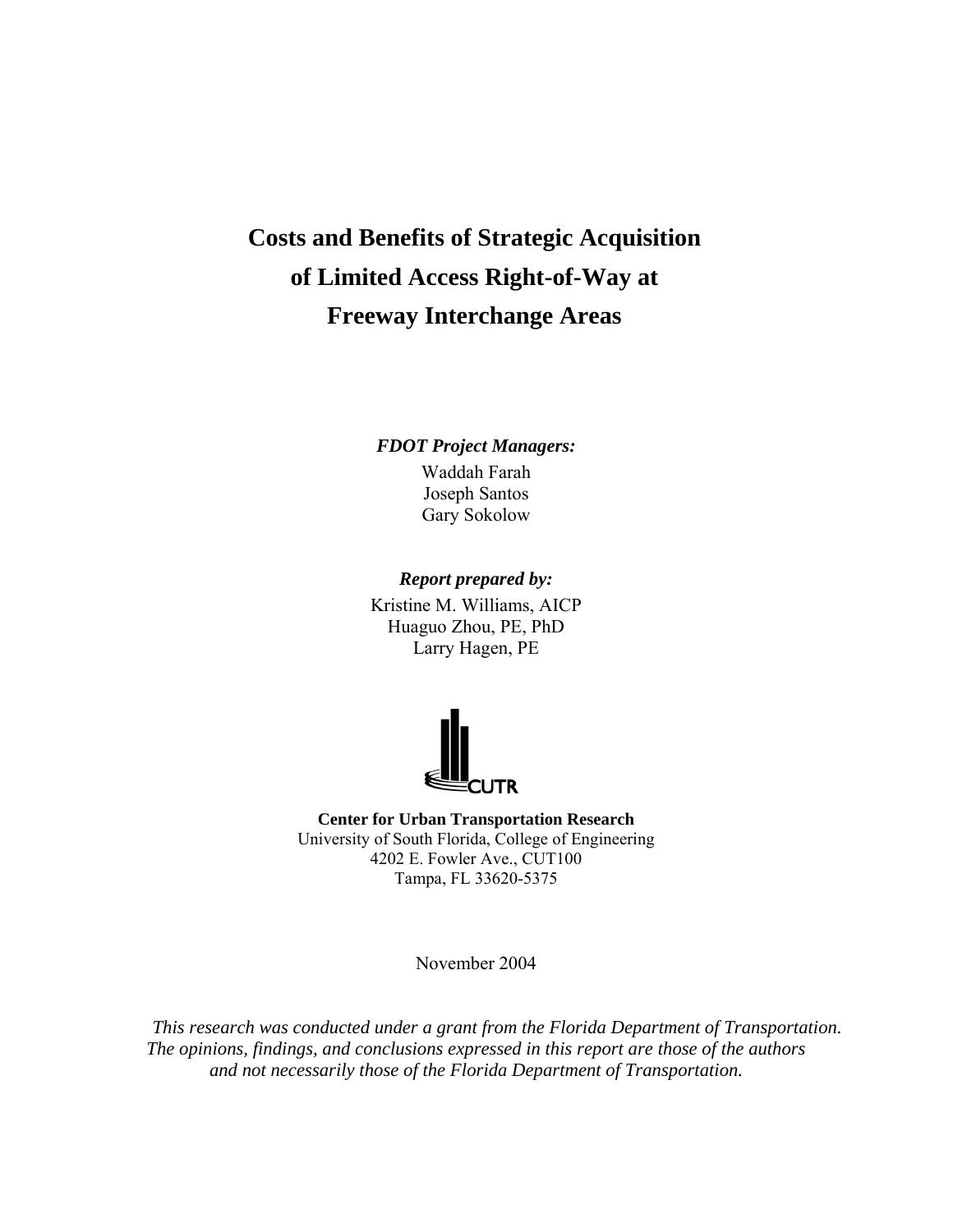# Costs and Benefits of Strategic Acquisition of Limited Access Right-of-Way at Freeway Interchange Areas

***FDOT Project Managers:***

Waddah Farah
Joseph Santos
Gary Sokolow

***Report prepared by:***

Kristine M. Williams, AICP
Huaguo Zhou, PE, PhD
Larry Hagen, PE

CUTR

**Center for Urban Transportation Research**
University of South Florida, College of Engineering
4202 E. Fowler Ave., CUT100
Tampa, FL 33620-5375

November 2004

*This research was conducted under a grant from the Florida Department of Transportation. The opinions, findings, and conclusions expressed in this report are those of the authors and not necessarily those of the Florida Department of Transportation.*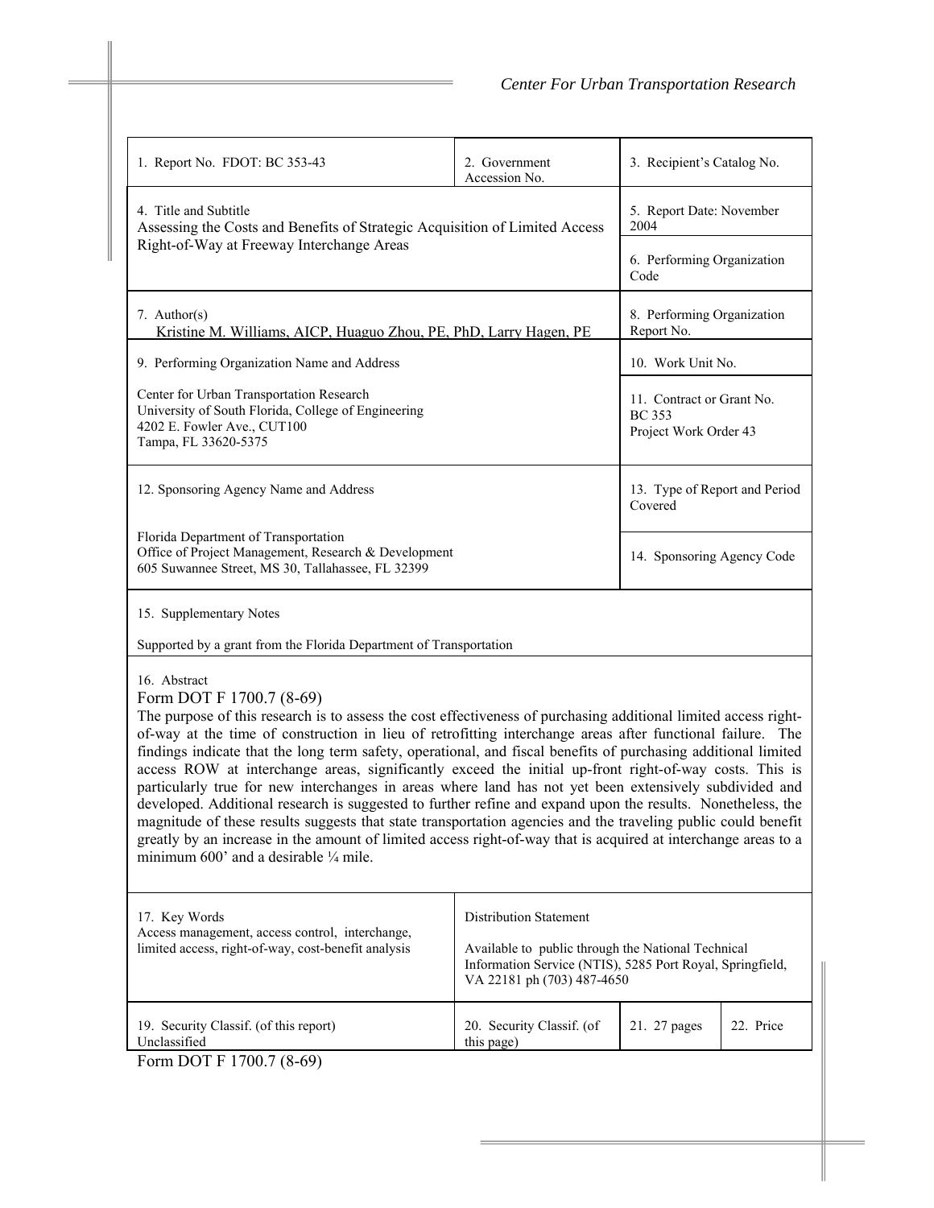| 1. Report No. FDOT: BC 353-43 | 2. Government Accession No. | 3. Recipient's Catalog No. |
|---|---|---|
| 4. Title and Subtitle<br>Assessing the Costs and Benefits of Strategic Acquisition of Limited Access Right-of-Way at Freeway Interchange Areas | | 5. Report Date: November 2004<br>6. Performing Organization Code |
| 7. Author(s)<br>Kristine M. Williams, AICP, Huaguo Zhou, PE, PhD, Larry Hagen, PE | | 8. Performing Organization Report No. |
| 9. Performing Organization Name and Address<br>Center for Urban Transportation Research<br>University of South Florida, College of Engineering<br>4202 E. Fowler Ave., CUT100<br>Tampa, FL 33620-5375 | | 10. Work Unit No.<br>11. Contract or Grant No.<br>BC 353<br>Project Work Order 43 |
| 12. Sponsoring Agency Name and Address<br>Florida Department of Transportation<br>Office of Project Management, Research & Development<br>605 Suwannee Street, MS 30, Tallahassee, FL 32399 | | 13. Type of Report and Period Covered<br>14. Sponsoring Agency Code |

15. Supplementary Notes

Supported by a grant from the Florida Department of Transportation

16. Abstract

Form DOT F 1700.7 (8-69)

The purpose of this research is to assess the cost effectiveness of purchasing additional limited access right-of-way at the time of construction in lieu of retrofitting interchange areas after functional failure. The findings indicate that the long term safety, operational, and fiscal benefits of purchasing additional limited access ROW at interchange areas, significantly exceed the initial up-front right-of-way costs. This is particularly true for new interchanges in areas where land has not yet been extensively subdivided and developed. Additional research is suggested to further refine and expand upon the results. Nonetheless, the magnitude of these results suggests that state transportation agencies and the traveling public could benefit greatly by an increase in the amount of limited access right-of-way that is acquired at interchange areas to a minimum 600' and a desirable ¼ mile.

| 17. Key Words<br>Access management, access control, interchange, limited access, right-of-way, cost-benefit analysis | Distribution Statement<br>Available to public through the National Technical Information Service (NTIS), 5285 Port Royal, Springfield, VA 22181 ph (703) 487-4650 | | |
|---|---|---|---|
| 19. Security Classif. (of this report)<br>Unclassified | 20. Security Classif. (of this page) | 21. 27 pages | 22. Price |

Form DOT F 1700.7 (8-69)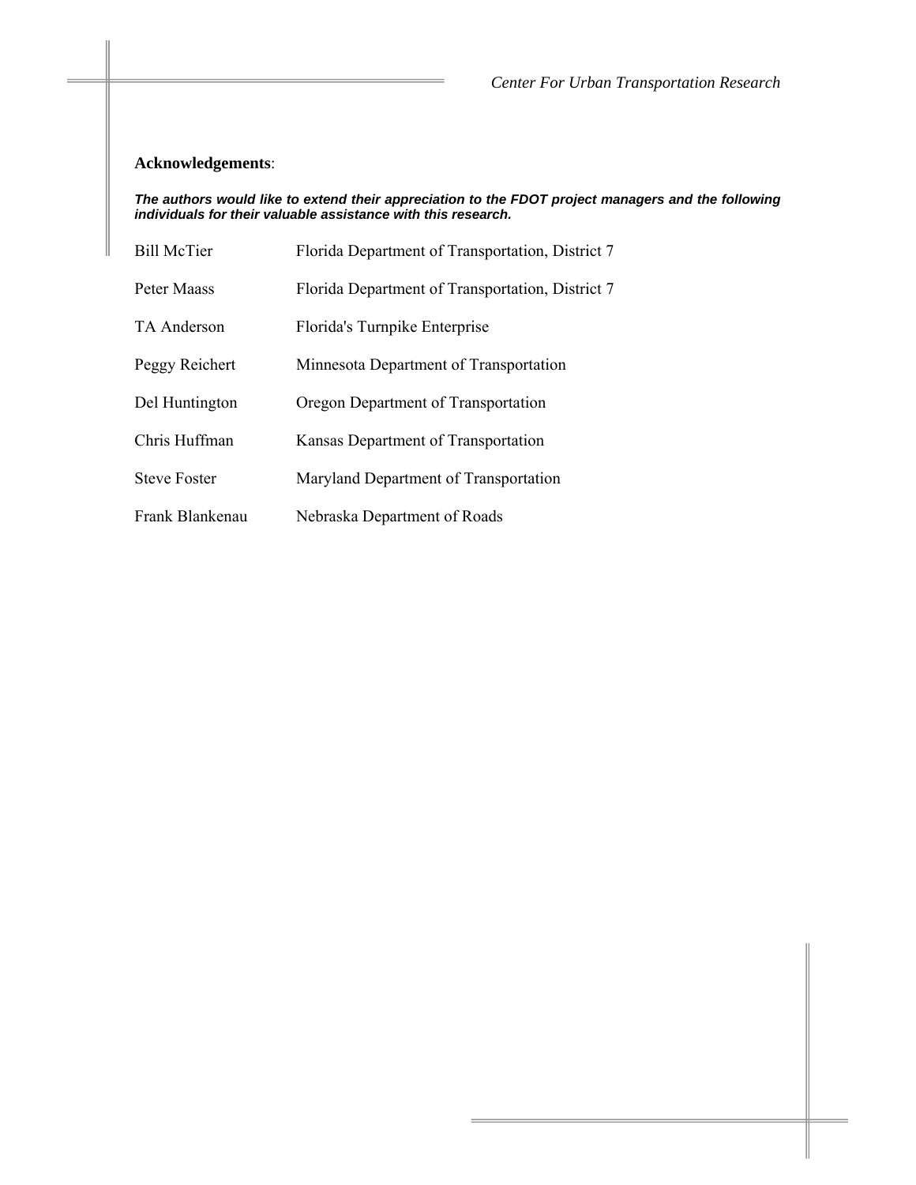**Acknowledgements**:

***The authors would like to extend their appreciation to the FDOT project managers and the following individuals for their valuable assistance with this research.***

| | |
|---|---|
| Bill McTier | Florida Department of Transportation, District 7 |
| Peter Maass | Florida Department of Transportation, District 7 |
| TA Anderson | Florida's Turnpike Enterprise |
| Peggy Reichert | Minnesota Department of Transportation |
| Del Huntington | Oregon Department of Transportation |
| Chris Huffman | Kansas Department of Transportation |
| Steve Foster | Maryland Department of Transportation |
| Frank Blankenau | Nebraska Department of Roads |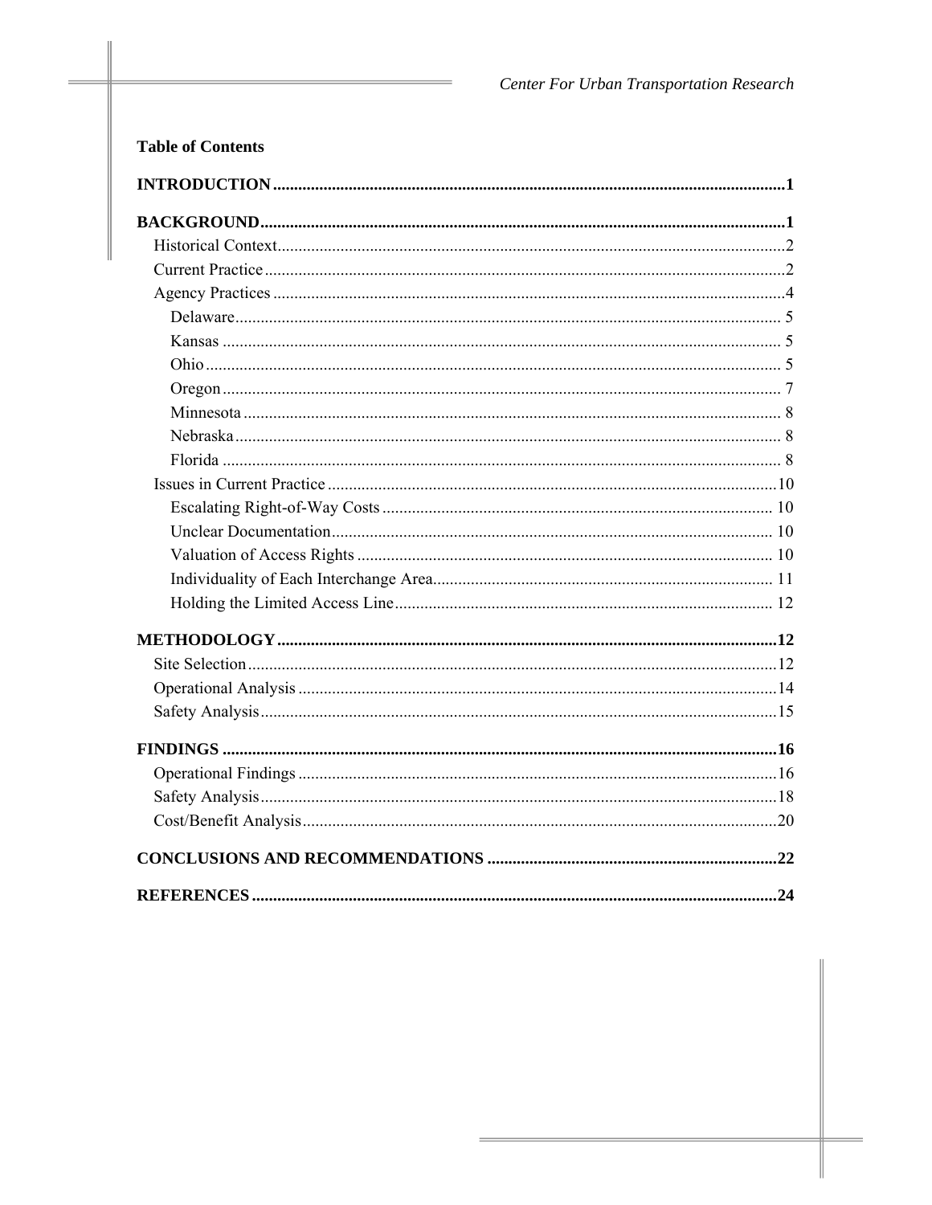**Table of Contents**

**INTRODUCTION** .......... **1**

**BACKGROUND** .......... **1**

- Historical Context .......... 2
- Current Practice .......... 2
- Agency Practices .......... 4
  - Delaware .......... 5
  - Kansas .......... 5
  - Ohio .......... 5
  - Oregon .......... 7
  - Minnesota .......... 8
  - Nebraska .......... 8
  - Florida .......... 8
- Issues in Current Practice .......... 10
  - Escalating Right-of-Way Costs .......... 10
  - Unclear Documentation .......... 10
  - Valuation of Access Rights .......... 10
  - Individuality of Each Interchange Area .......... 11
  - Holding the Limited Access Line .......... 12

**METHODOLOGY** .......... **12**

- Site Selection .......... 12
- Operational Analysis .......... 14
- Safety Analysis .......... 15

**FINDINGS** .......... **16**

- Operational Findings .......... 16
- Safety Analysis .......... 18
- Cost/Benefit Analysis .......... 20

**CONCLUSIONS AND RECOMMENDATIONS** .......... **22**

**REFERENCES** .......... **24**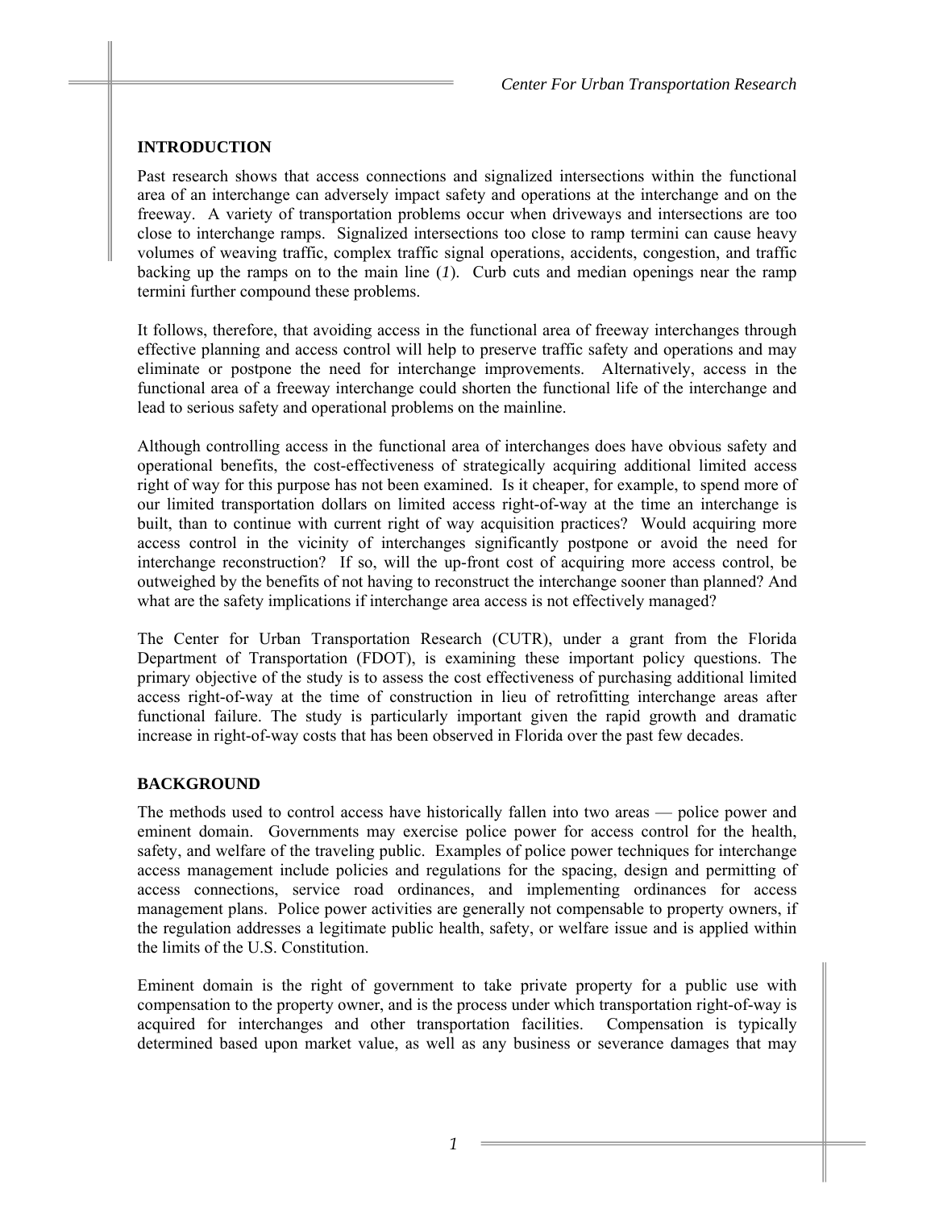## INTRODUCTION

Past research shows that access connections and signalized intersections within the functional area of an interchange can adversely impact safety and operations at the interchange and on the freeway. A variety of transportation problems occur when driveways and intersections are too close to interchange ramps. Signalized intersections too close to ramp termini can cause heavy volumes of weaving traffic, complex traffic signal operations, accidents, congestion, and traffic backing up the ramps on to the main line (*1*). Curb cuts and median openings near the ramp termini further compound these problems.

It follows, therefore, that avoiding access in the functional area of freeway interchanges through effective planning and access control will help to preserve traffic safety and operations and may eliminate or postpone the need for interchange improvements. Alternatively, access in the functional area of a freeway interchange could shorten the functional life of the interchange and lead to serious safety and operational problems on the mainline.

Although controlling access in the functional area of interchanges does have obvious safety and operational benefits, the cost-effectiveness of strategically acquiring additional limited access right of way for this purpose has not been examined. Is it cheaper, for example, to spend more of our limited transportation dollars on limited access right-of-way at the time an interchange is built, than to continue with current right of way acquisition practices? Would acquiring more access control in the vicinity of interchanges significantly postpone or avoid the need for interchange reconstruction? If so, will the up-front cost of acquiring more access control, be outweighed by the benefits of not having to reconstruct the interchange sooner than planned? And what are the safety implications if interchange area access is not effectively managed?

The Center for Urban Transportation Research (CUTR), under a grant from the Florida Department of Transportation (FDOT), is examining these important policy questions. The primary objective of the study is to assess the cost effectiveness of purchasing additional limited access right-of-way at the time of construction in lieu of retrofitting interchange areas after functional failure. The study is particularly important given the rapid growth and dramatic increase in right-of-way costs that has been observed in Florida over the past few decades.

## BACKGROUND

The methods used to control access have historically fallen into two areas — police power and eminent domain. Governments may exercise police power for access control for the health, safety, and welfare of the traveling public. Examples of police power techniques for interchange access management include policies and regulations for the spacing, design and permitting of access connections, service road ordinances, and implementing ordinances for access management plans. Police power activities are generally not compensable to property owners, if the regulation addresses a legitimate public health, safety, or welfare issue and is applied within the limits of the U.S. Constitution.

Eminent domain is the right of government to take private property for a public use with compensation to the property owner, and is the process under which transportation right-of-way is acquired for interchanges and other transportation facilities. Compensation is typically determined based upon market value, as well as any business or severance damages that may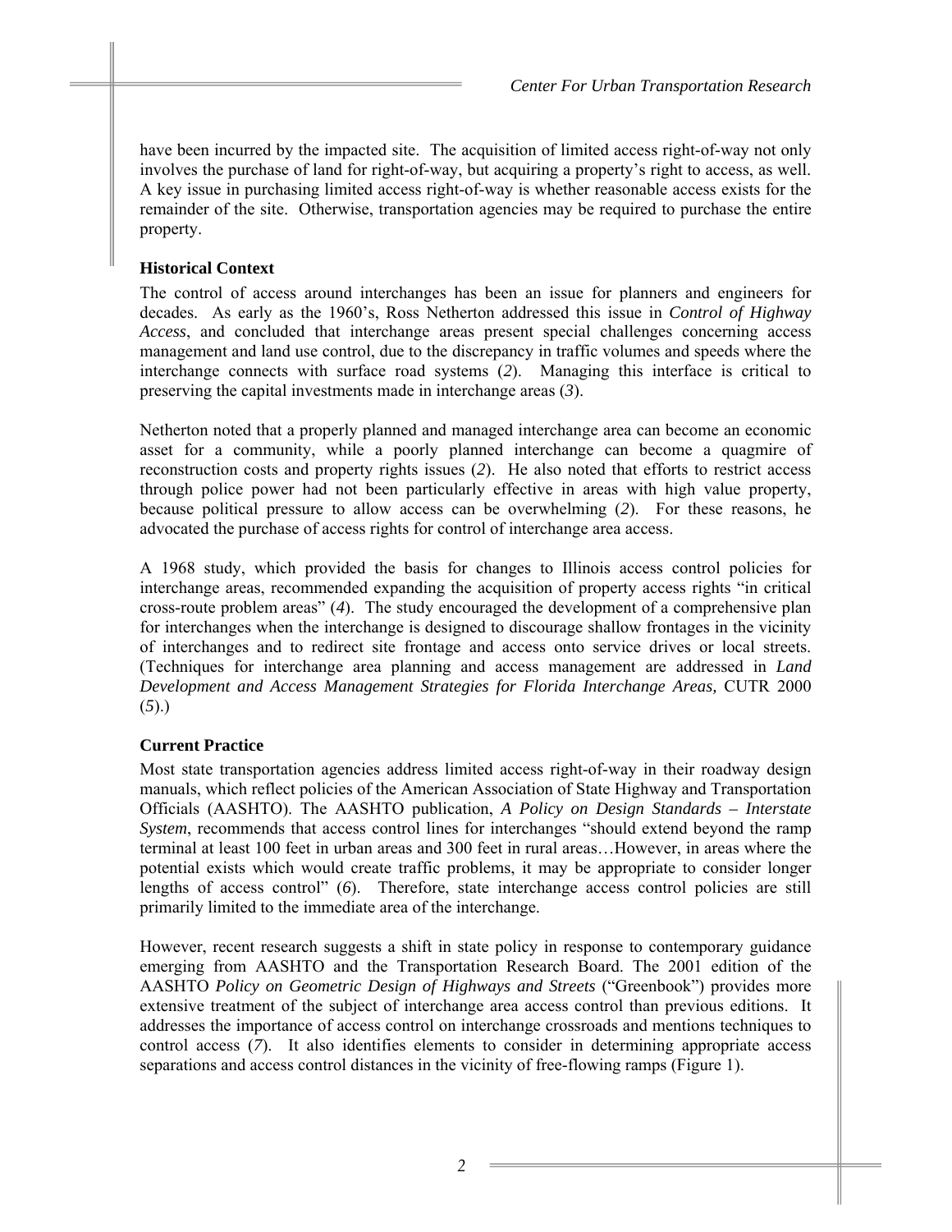have been incurred by the impacted site. The acquisition of limited access right-of-way not only involves the purchase of land for right-of-way, but acquiring a property's right to access, as well. A key issue in purchasing limited access right-of-way is whether reasonable access exists for the remainder of the site. Otherwise, transportation agencies may be required to purchase the entire property.

### Historical Context

The control of access around interchanges has been an issue for planners and engineers for decades. As early as the 1960's, Ross Netherton addressed this issue in *Control of Highway Access*, and concluded that interchange areas present special challenges concerning access management and land use control, due to the discrepancy in traffic volumes and speeds where the interchange connects with surface road systems (*2*). Managing this interface is critical to preserving the capital investments made in interchange areas (*3*).

Netherton noted that a properly planned and managed interchange area can become an economic asset for a community, while a poorly planned interchange can become a quagmire of reconstruction costs and property rights issues (*2*). He also noted that efforts to restrict access through police power had not been particularly effective in areas with high value property, because political pressure to allow access can be overwhelming (*2*). For these reasons, he advocated the purchase of access rights for control of interchange area access.

A 1968 study, which provided the basis for changes to Illinois access control policies for interchange areas, recommended expanding the acquisition of property access rights "in critical cross-route problem areas" (*4*). The study encouraged the development of a comprehensive plan for interchanges when the interchange is designed to discourage shallow frontages in the vicinity of interchanges and to redirect site frontage and access onto service drives or local streets. (Techniques for interchange area planning and access management are addressed in *Land Development and Access Management Strategies for Florida Interchange Areas,* CUTR 2000 (*5*).)

### Current Practice

Most state transportation agencies address limited access right-of-way in their roadway design manuals, which reflect policies of the American Association of State Highway and Transportation Officials (AASHTO). The AASHTO publication, *A Policy on Design Standards – Interstate System*, recommends that access control lines for interchanges "should extend beyond the ramp terminal at least 100 feet in urban areas and 300 feet in rural areas…However, in areas where the potential exists which would create traffic problems, it may be appropriate to consider longer lengths of access control" (*6*). Therefore, state interchange access control policies are still primarily limited to the immediate area of the interchange.

However, recent research suggests a shift in state policy in response to contemporary guidance emerging from AASHTO and the Transportation Research Board. The 2001 edition of the AASHTO *Policy on Geometric Design of Highways and Streets* ("Greenbook") provides more extensive treatment of the subject of interchange area access control than previous editions. It addresses the importance of access control on interchange crossroads and mentions techniques to control access (*7*). It also identifies elements to consider in determining appropriate access separations and access control distances in the vicinity of free-flowing ramps (Figure 1).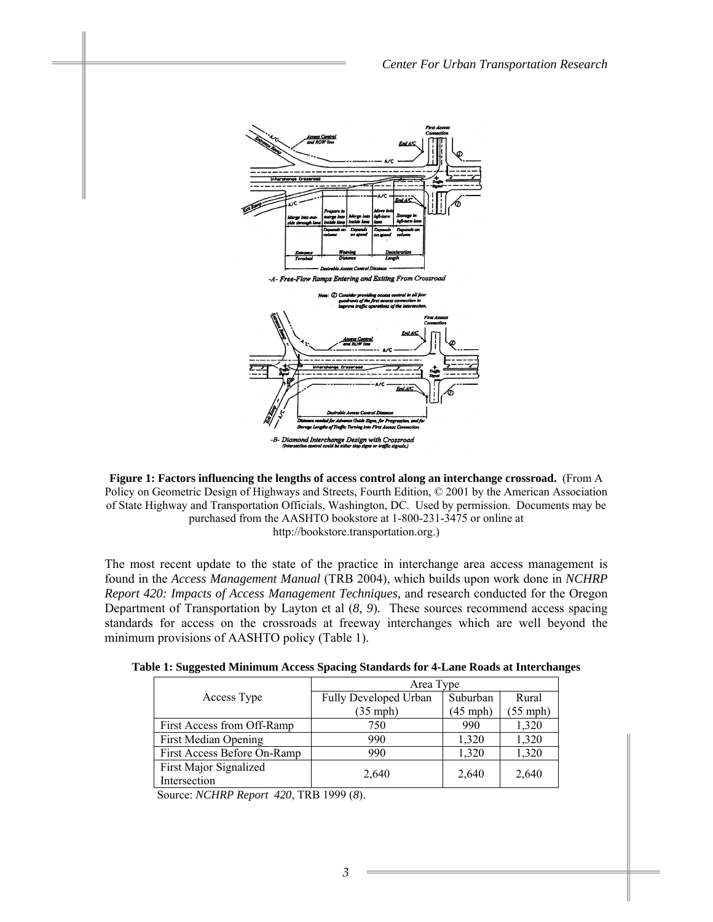**Figure 1: Factors influencing the lengths of access control along an interchange crossroad.** (From A Policy on Geometric Design of Highways and Streets, Fourth Edition, © 2001 by the American Association of State Highway and Transportation Officials, Washington, DC. Used by permission. Documents may be purchased from the AASHTO bookstore at 1-800-231-3475 or online at http://bookstore.transportation.org.)

The most recent update to the state of the practice in interchange area access management is found in the *Access Management Manual* (TRB 2004), which builds upon work done in *NCHRP Report 420: Impacts of Access Management Techniques,* and research conducted for the Oregon Department of Transportation by Layton et al (*8, 9*). These sources recommend access spacing standards for access on the crossroads at freeway interchanges which are well beyond the minimum provisions of AASHTO policy (Table 1).

**Table 1: Suggested Minimum Access Spacing Standards for 4-Lane Roads at Interchanges**

| Access Type | Area Type | | |
|---|---|---|---|
| | Fully Developed Urban (35 mph) | Suburban (45 mph) | Rural (55 mph) |
| First Access from Off-Ramp | 750 | 990 | 1,320 |
| First Median Opening | 990 | 1,320 | 1,320 |
| First Access Before On-Ramp | 990 | 1,320 | 1,320 |
| First Major Signalized Intersection | 2,640 | 2,640 | 2,640 |

Source: *NCHRP Report 420*, TRB 1999 (*8*).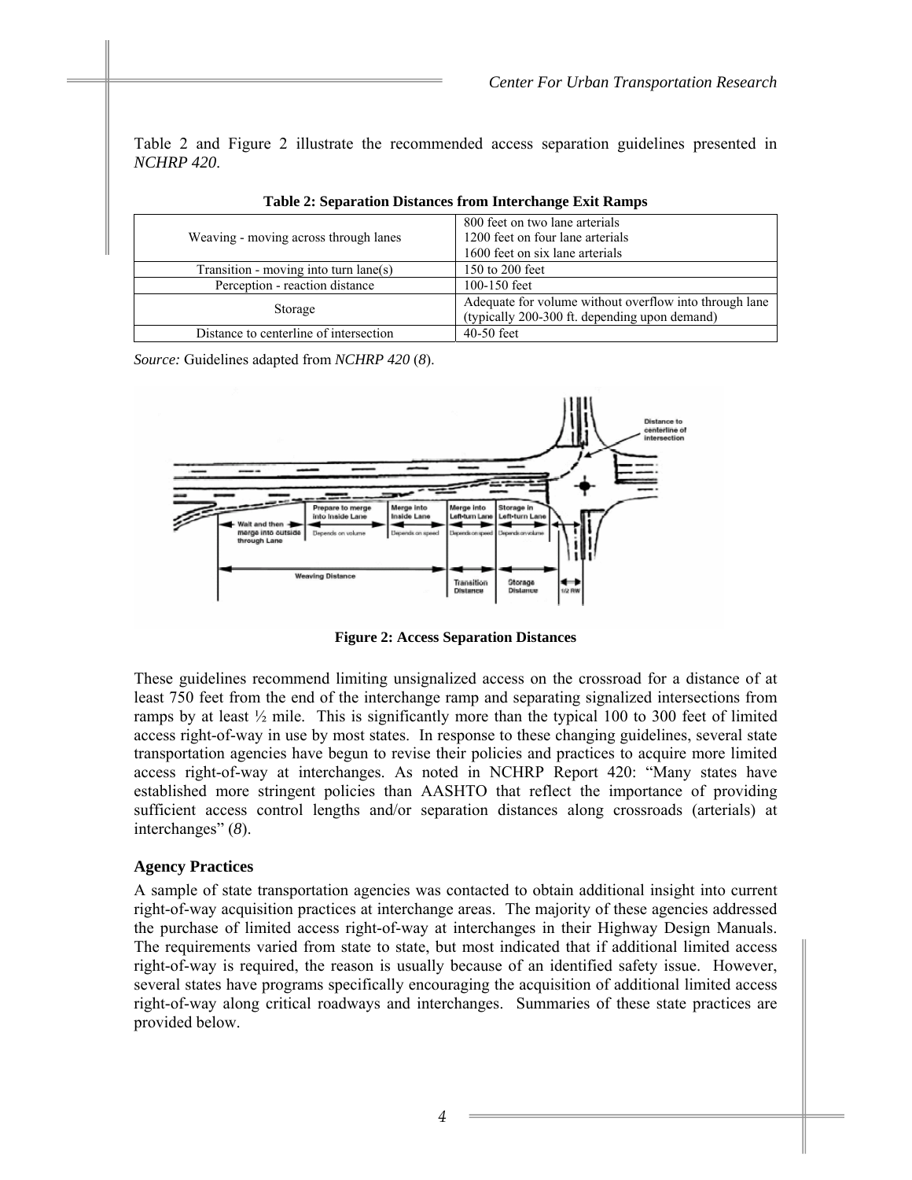Table 2 and Figure 2 illustrate the recommended access separation guidelines presented in *NCHRP 420*.

**Table 2: Separation Distances from Interchange Exit Ramps**

| | |
|---|---|
| Weaving - moving across through lanes | 800 feet on two lane arterials<br>1200 feet on four lane arterials<br>1600 feet on six lane arterials |
| Transition - moving into turn lane(s) | 150 to 200 feet |
| Perception - reaction distance | 100-150 feet |
| Storage | Adequate for volume without overflow into through lane (typically 200-300 ft. depending upon demand) |
| Distance to centerline of intersection | 40-50 feet |

*Source:* Guidelines adapted from *NCHRP 420* (*8*).

**Figure 2: Access Separation Distances**

These guidelines recommend limiting unsignalized access on the crossroad for a distance of at least 750 feet from the end of the interchange ramp and separating signalized intersections from ramps by at least ½ mile. This is significantly more than the typical 100 to 300 feet of limited access right-of-way in use by most states. In response to these changing guidelines, several state transportation agencies have begun to revise their policies and practices to acquire more limited access right-of-way at interchanges. As noted in NCHRP Report 420: "Many states have established more stringent policies than AASHTO that reflect the importance of providing sufficient access control lengths and/or separation distances along crossroads (arterials) at interchanges" (*8*).

### Agency Practices

A sample of state transportation agencies was contacted to obtain additional insight into current right-of-way acquisition practices at interchange areas. The majority of these agencies addressed the purchase of limited access right-of-way at interchanges in their Highway Design Manuals. The requirements varied from state to state, but most indicated that if additional limited access right-of-way is required, the reason is usually because of an identified safety issue. However, several states have programs specifically encouraging the acquisition of additional limited access right-of-way along critical roadways and interchanges. Summaries of these state practices are provided below.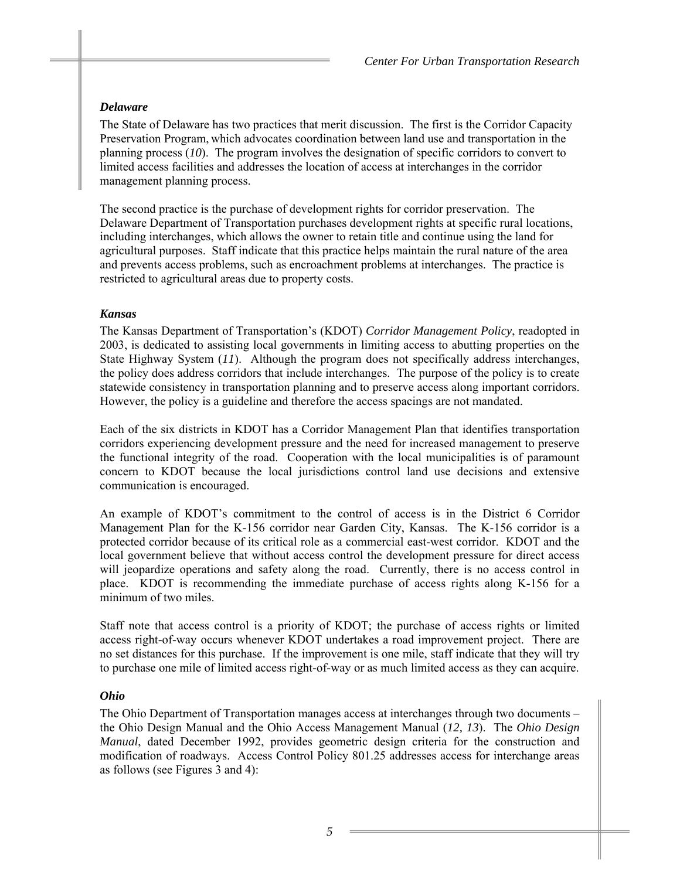### *Delaware*

The State of Delaware has two practices that merit discussion. The first is the Corridor Capacity Preservation Program, which advocates coordination between land use and transportation in the planning process (*10*). The program involves the designation of specific corridors to convert to limited access facilities and addresses the location of access at interchanges in the corridor management planning process.

The second practice is the purchase of development rights for corridor preservation. The Delaware Department of Transportation purchases development rights at specific rural locations, including interchanges, which allows the owner to retain title and continue using the land for agricultural purposes. Staff indicate that this practice helps maintain the rural nature of the area and prevents access problems, such as encroachment problems at interchanges. The practice is restricted to agricultural areas due to property costs.

### *Kansas*

The Kansas Department of Transportation's (KDOT) *Corridor Management Policy*, readopted in 2003, is dedicated to assisting local governments in limiting access to abutting properties on the State Highway System (*11*). Although the program does not specifically address interchanges, the policy does address corridors that include interchanges. The purpose of the policy is to create statewide consistency in transportation planning and to preserve access along important corridors. However, the policy is a guideline and therefore the access spacings are not mandated.

Each of the six districts in KDOT has a Corridor Management Plan that identifies transportation corridors experiencing development pressure and the need for increased management to preserve the functional integrity of the road. Cooperation with the local municipalities is of paramount concern to KDOT because the local jurisdictions control land use decisions and extensive communication is encouraged.

An example of KDOT's commitment to the control of access is in the District 6 Corridor Management Plan for the K-156 corridor near Garden City, Kansas. The K-156 corridor is a protected corridor because of its critical role as a commercial east-west corridor. KDOT and the local government believe that without access control the development pressure for direct access will jeopardize operations and safety along the road. Currently, there is no access control in place. KDOT is recommending the immediate purchase of access rights along K-156 for a minimum of two miles.

Staff note that access control is a priority of KDOT; the purchase of access rights or limited access right-of-way occurs whenever KDOT undertakes a road improvement project. There are no set distances for this purchase. If the improvement is one mile, staff indicate that they will try to purchase one mile of limited access right-of-way or as much limited access as they can acquire.

### *Ohio*

The Ohio Department of Transportation manages access at interchanges through two documents – the Ohio Design Manual and the Ohio Access Management Manual (*12, 13*). The *Ohio Design Manual*, dated December 1992, provides geometric design criteria for the construction and modification of roadways. Access Control Policy 801.25 addresses access for interchange areas as follows (see Figures 3 and 4):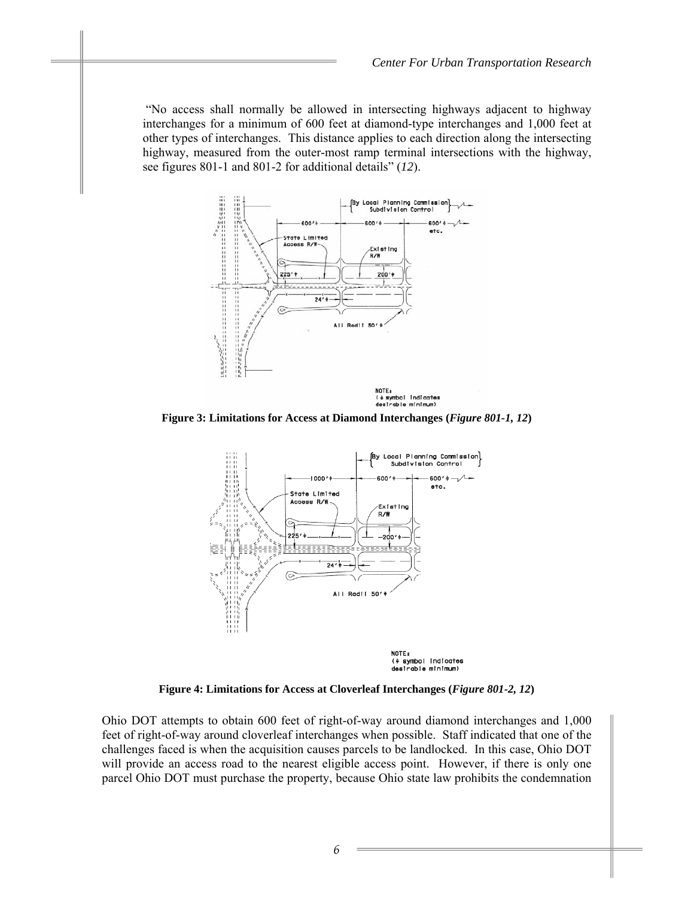"No access shall normally be allowed in intersecting highways adjacent to highway interchanges for a minimum of 600 feet at diamond-type interchanges and 1,000 feet at other types of interchanges. This distance applies to each direction along the intersecting highway, measured from the outer-most ramp terminal intersections with the highway, see figures 801-1 and 801-2 for additional details" (*12*).

**Figure 3: Limitations for Access at Diamond Interchanges (*Figure 801-1, 12*)**

**Figure 4: Limitations for Access at Cloverleaf Interchanges (*Figure 801-2, 12*)**

Ohio DOT attempts to obtain 600 feet of right-of-way around diamond interchanges and 1,000 feet of right-of-way around cloverleaf interchanges when possible. Staff indicated that one of the challenges faced is when the acquisition causes parcels to be landlocked. In this case, Ohio DOT will provide an access road to the nearest eligible access point. However, if there is only one parcel Ohio DOT must purchase the property, because Ohio state law prohibits the condemnation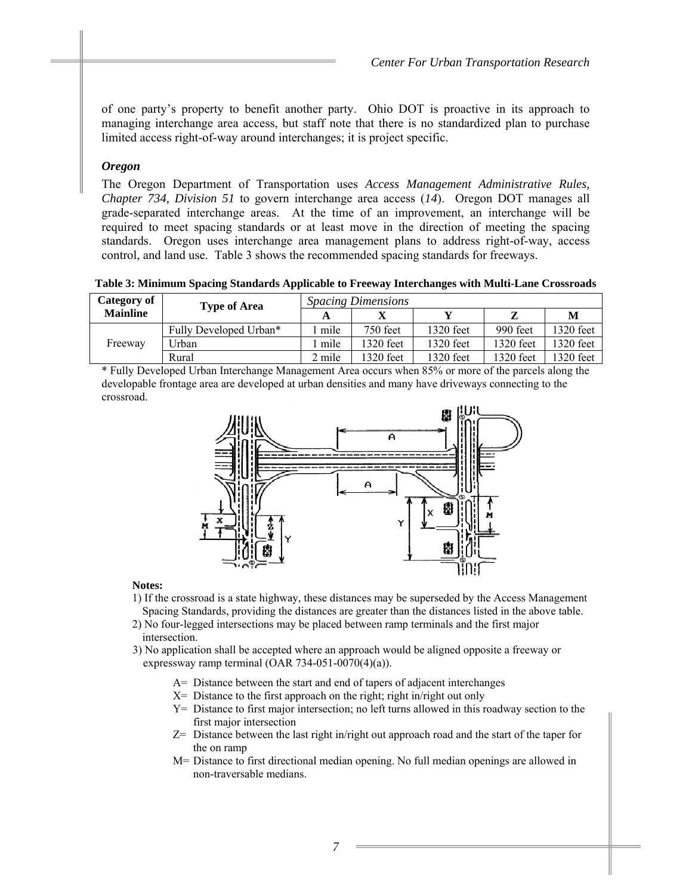of one party's property to benefit another party. Ohio DOT is proactive in its approach to managing interchange area access, but staff note that there is no standardized plan to purchase limited access right-of-way around interchanges; it is project specific.

### *Oregon*

The Oregon Department of Transportation uses *Access Management Administrative Rules, Chapter 734, Division 51* to govern interchange area access (*14*). Oregon DOT manages all grade-separated interchange areas. At the time of an improvement, an interchange will be required to meet spacing standards or at least move in the direction of meeting the spacing standards. Oregon uses interchange area management plans to address right-of-way, access control, and land use. Table 3 shows the recommended spacing standards for freeways.

**Table 3: Minimum Spacing Standards Applicable to Freeway Interchanges with Multi-Lane Crossroads**

| Category of Mainline | Type of Area | *Spacing Dimensions* | | | | |
|---|---|---|---|---|---|---|
| | | **A** | **X** | **Y** | **Z** | **M** |
| Freeway | Fully Developed Urban* | 1 mile | 750 feet | 1320 feet | 990 feet | 1320 feet |
| | Urban | 1 mile | 1320 feet | 1320 feet | 1320 feet | 1320 feet |
| | Rural | 2 mile | 1320 feet | 1320 feet | 1320 feet | 1320 feet |

\* Fully Developed Urban Interchange Management Area occurs when 85% or more of the parcels along the developable frontage area are developed at urban densities and many have driveways connecting to the crossroad.

**Notes:**

1) If the crossroad is a state highway, these distances may be superseded by the Access Management Spacing Standards, providing the distances are greater than the distances listed in the above table.
2) No four-legged intersections may be placed between ramp terminals and the first major intersection.
3) No application shall be accepted where an approach would be aligned opposite a freeway or expressway ramp terminal (OAR 734-051-0070(4)(a)).

A= Distance between the start and end of tapers of adjacent interchanges
X= Distance to the first approach on the right; right in/right out only
Y= Distance to first major intersection; no left turns allowed in this roadway section to the first major intersection
Z= Distance between the last right in/right out approach road and the start of the taper for the on ramp
M= Distance to first directional median opening. No full median openings are allowed in non-traversable medians.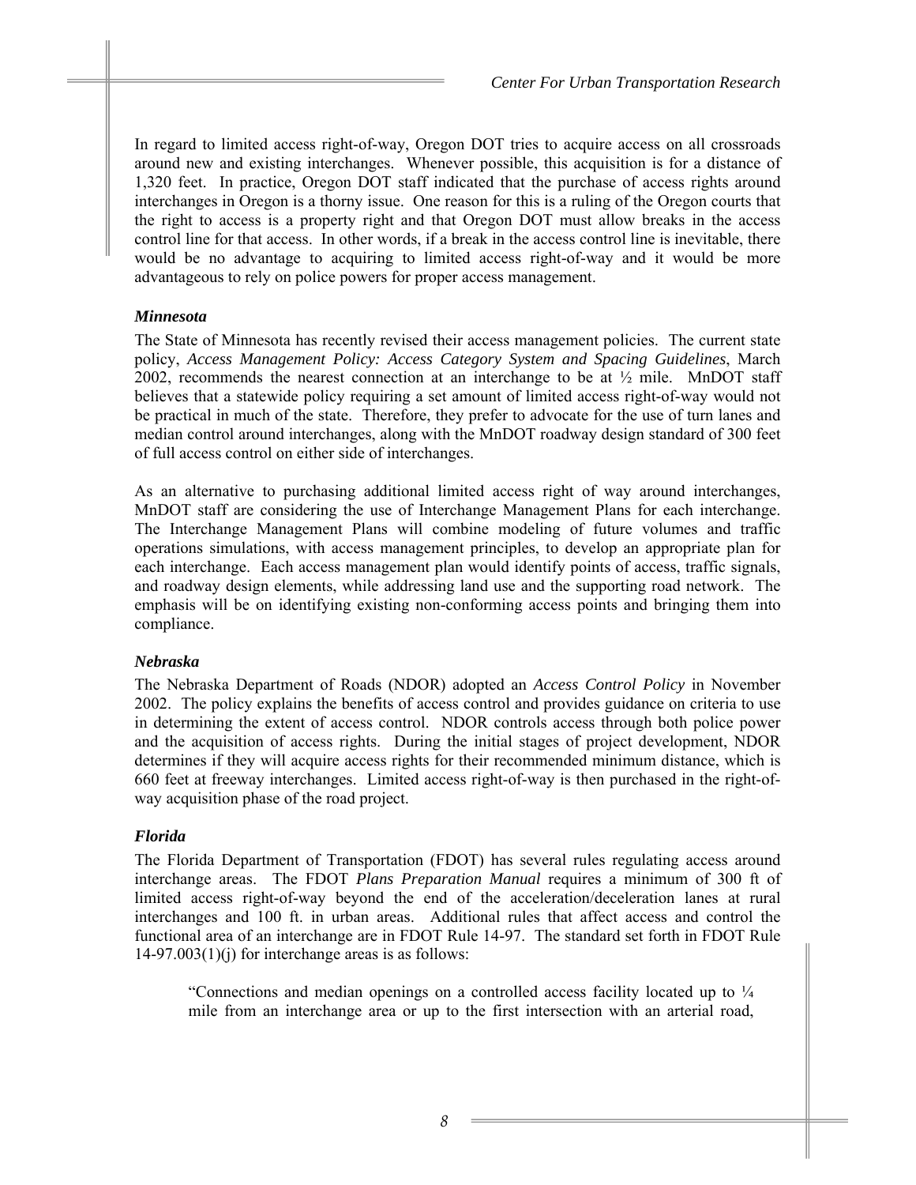In regard to limited access right-of-way, Oregon DOT tries to acquire access on all crossroads around new and existing interchanges. Whenever possible, this acquisition is for a distance of 1,320 feet. In practice, Oregon DOT staff indicated that the purchase of access rights around interchanges in Oregon is a thorny issue. One reason for this is a ruling of the Oregon courts that the right to access is a property right and that Oregon DOT must allow breaks in the access control line for that access. In other words, if a break in the access control line is inevitable, there would be no advantage to acquiring to limited access right-of-way and it would be more advantageous to rely on police powers for proper access management.

### *Minnesota*

The State of Minnesota has recently revised their access management policies. The current state policy, *Access Management Policy: Access Category System and Spacing Guidelines*, March 2002, recommends the nearest connection at an interchange to be at ½ mile. MnDOT staff believes that a statewide policy requiring a set amount of limited access right-of-way would not be practical in much of the state. Therefore, they prefer to advocate for the use of turn lanes and median control around interchanges, along with the MnDOT roadway design standard of 300 feet of full access control on either side of interchanges.

As an alternative to purchasing additional limited access right of way around interchanges, MnDOT staff are considering the use of Interchange Management Plans for each interchange. The Interchange Management Plans will combine modeling of future volumes and traffic operations simulations, with access management principles, to develop an appropriate plan for each interchange. Each access management plan would identify points of access, traffic signals, and roadway design elements, while addressing land use and the supporting road network. The emphasis will be on identifying existing non-conforming access points and bringing them into compliance.

### *Nebraska*

The Nebraska Department of Roads (NDOR) adopted an *Access Control Policy* in November 2002. The policy explains the benefits of access control and provides guidance on criteria to use in determining the extent of access control. NDOR controls access through both police power and the acquisition of access rights. During the initial stages of project development, NDOR determines if they will acquire access rights for their recommended minimum distance, which is 660 feet at freeway interchanges. Limited access right-of-way is then purchased in the right-of-way acquisition phase of the road project.

### *Florida*

The Florida Department of Transportation (FDOT) has several rules regulating access around interchange areas. The FDOT *Plans Preparation Manual* requires a minimum of 300 ft of limited access right-of-way beyond the end of the acceleration/deceleration lanes at rural interchanges and 100 ft. in urban areas. Additional rules that affect access and control the functional area of an interchange are in FDOT Rule 14-97. The standard set forth in FDOT Rule 14-97.003(1)(j) for interchange areas is as follows:

> "Connections and median openings on a controlled access facility located up to ¼ mile from an interchange area or up to the first intersection with an arterial road,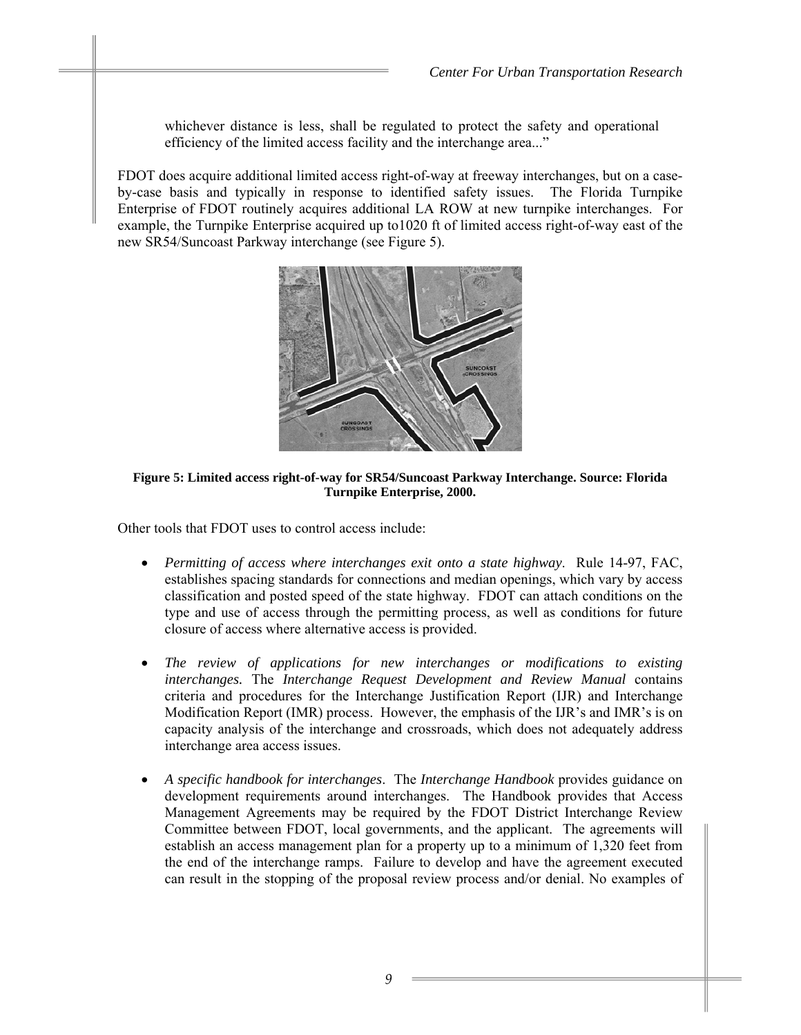whichever distance is less, shall be regulated to protect the safety and operational efficiency of the limited access facility and the interchange area..."

FDOT does acquire additional limited access right-of-way at freeway interchanges, but on a case-by-case basis and typically in response to identified safety issues. The Florida Turnpike Enterprise of FDOT routinely acquires additional LA ROW at new turnpike interchanges. For example, the Turnpike Enterprise acquired up to1020 ft of limited access right-of-way east of the new SR54/Suncoast Parkway interchange (see Figure 5).

**Figure 5: Limited access right-of-way for SR54/Suncoast Parkway Interchange. Source: Florida Turnpike Enterprise, 2000.**

Other tools that FDOT uses to control access include:

- *Permitting of access where interchanges exit onto a state highway.* Rule 14-97, FAC, establishes spacing standards for connections and median openings, which vary by access classification and posted speed of the state highway. FDOT can attach conditions on the type and use of access through the permitting process, as well as conditions for future closure of access where alternative access is provided.

- *The review of applications for new interchanges or modifications to existing interchanges.* The *Interchange Request Development and Review Manual* contains criteria and procedures for the Interchange Justification Report (IJR) and Interchange Modification Report (IMR) process. However, the emphasis of the IJR's and IMR's is on capacity analysis of the interchange and crossroads, which does not adequately address interchange area access issues.

- *A specific handbook for interchanges*. The *Interchange Handbook* provides guidance on development requirements around interchanges. The Handbook provides that Access Management Agreements may be required by the FDOT District Interchange Review Committee between FDOT, local governments, and the applicant. The agreements will establish an access management plan for a property up to a minimum of 1,320 feet from the end of the interchange ramps. Failure to develop and have the agreement executed can result in the stopping of the proposal review process and/or denial. No examples of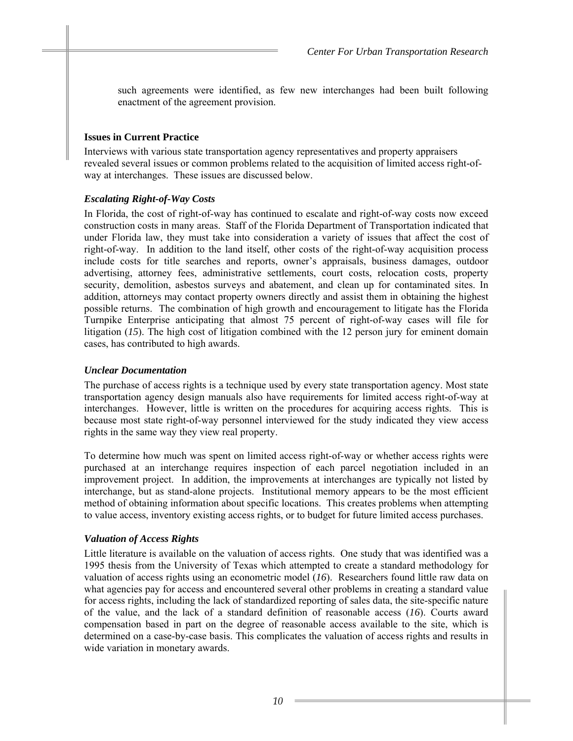such agreements were identified, as few new interchanges had been built following enactment of the agreement provision.

### Issues in Current Practice

Interviews with various state transportation agency representatives and property appraisers revealed several issues or common problems related to the acquisition of limited access right-of-way at interchanges. These issues are discussed below.

#### *Escalating Right-of-Way Costs*

In Florida, the cost of right-of-way has continued to escalate and right-of-way costs now exceed construction costs in many areas. Staff of the Florida Department of Transportation indicated that under Florida law, they must take into consideration a variety of issues that affect the cost of right-of-way. In addition to the land itself, other costs of the right-of-way acquisition process include costs for title searches and reports, owner's appraisals, business damages, outdoor advertising, attorney fees, administrative settlements, court costs, relocation costs, property security, demolition, asbestos surveys and abatement, and clean up for contaminated sites. In addition, attorneys may contact property owners directly and assist them in obtaining the highest possible returns. The combination of high growth and encouragement to litigate has the Florida Turnpike Enterprise anticipating that almost 75 percent of right-of-way cases will file for litigation (*15*). The high cost of litigation combined with the 12 person jury for eminent domain cases, has contributed to high awards.

#### *Unclear Documentation*

The purchase of access rights is a technique used by every state transportation agency. Most state transportation agency design manuals also have requirements for limited access right-of-way at interchanges. However, little is written on the procedures for acquiring access rights. This is because most state right-of-way personnel interviewed for the study indicated they view access rights in the same way they view real property.

To determine how much was spent on limited access right-of-way or whether access rights were purchased at an interchange requires inspection of each parcel negotiation included in an improvement project. In addition, the improvements at interchanges are typically not listed by interchange, but as stand-alone projects. Institutional memory appears to be the most efficient method of obtaining information about specific locations. This creates problems when attempting to value access, inventory existing access rights, or to budget for future limited access purchases.

#### *Valuation of Access Rights*

Little literature is available on the valuation of access rights. One study that was identified was a 1995 thesis from the University of Texas which attempted to create a standard methodology for valuation of access rights using an econometric model (*16*). Researchers found little raw data on what agencies pay for access and encountered several other problems in creating a standard value for access rights, including the lack of standardized reporting of sales data, the site-specific nature of the value, and the lack of a standard definition of reasonable access (*16*). Courts award compensation based in part on the degree of reasonable access available to the site, which is determined on a case-by-case basis. This complicates the valuation of access rights and results in wide variation in monetary awards.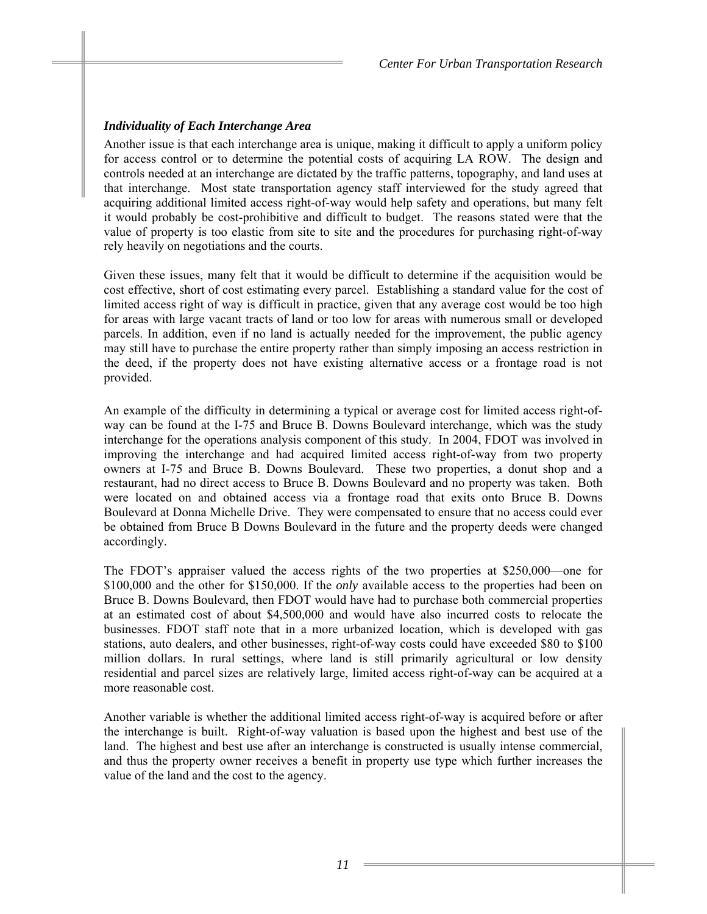### *Individuality of Each Interchange Area*

Another issue is that each interchange area is unique, making it difficult to apply a uniform policy for access control or to determine the potential costs of acquiring LA ROW. The design and controls needed at an interchange are dictated by the traffic patterns, topography, and land uses at that interchange. Most state transportation agency staff interviewed for the study agreed that acquiring additional limited access right-of-way would help safety and operations, but many felt it would probably be cost-prohibitive and difficult to budget. The reasons stated were that the value of property is too elastic from site to site and the procedures for purchasing right-of-way rely heavily on negotiations and the courts.

Given these issues, many felt that it would be difficult to determine if the acquisition would be cost effective, short of cost estimating every parcel. Establishing a standard value for the cost of limited access right of way is difficult in practice, given that any average cost would be too high for areas with large vacant tracts of land or too low for areas with numerous small or developed parcels. In addition, even if no land is actually needed for the improvement, the public agency may still have to purchase the entire property rather than simply imposing an access restriction in the deed, if the property does not have existing alternative access or a frontage road is not provided.

An example of the difficulty in determining a typical or average cost for limited access right-of-way can be found at the I-75 and Bruce B. Downs Boulevard interchange, which was the study interchange for the operations analysis component of this study. In 2004, FDOT was involved in improving the interchange and had acquired limited access right-of-way from two property owners at I-75 and Bruce B. Downs Boulevard. These two properties, a donut shop and a restaurant, had no direct access to Bruce B. Downs Boulevard and no property was taken. Both were located on and obtained access via a frontage road that exits onto Bruce B. Downs Boulevard at Donna Michelle Drive. They were compensated to ensure that no access could ever be obtained from Bruce B Downs Boulevard in the future and the property deeds were changed accordingly.

The FDOT's appraiser valued the access rights of the two properties at $250,000—one for $100,000 and the other for $150,000. If the *only* available access to the properties had been on Bruce B. Downs Boulevard, then FDOT would have had to purchase both commercial properties at an estimated cost of about $4,500,000 and would have also incurred costs to relocate the businesses. FDOT staff note that in a more urbanized location, which is developed with gas stations, auto dealers, and other businesses, right-of-way costs could have exceeded $80 to $100 million dollars. In rural settings, where land is still primarily agricultural or low density residential and parcel sizes are relatively large, limited access right-of-way can be acquired at a more reasonable cost.

Another variable is whether the additional limited access right-of-way is acquired before or after the interchange is built. Right-of-way valuation is based upon the highest and best use of the land. The highest and best use after an interchange is constructed is usually intense commercial, and thus the property owner receives a benefit in property use type which further increases the value of the land and the cost to the agency.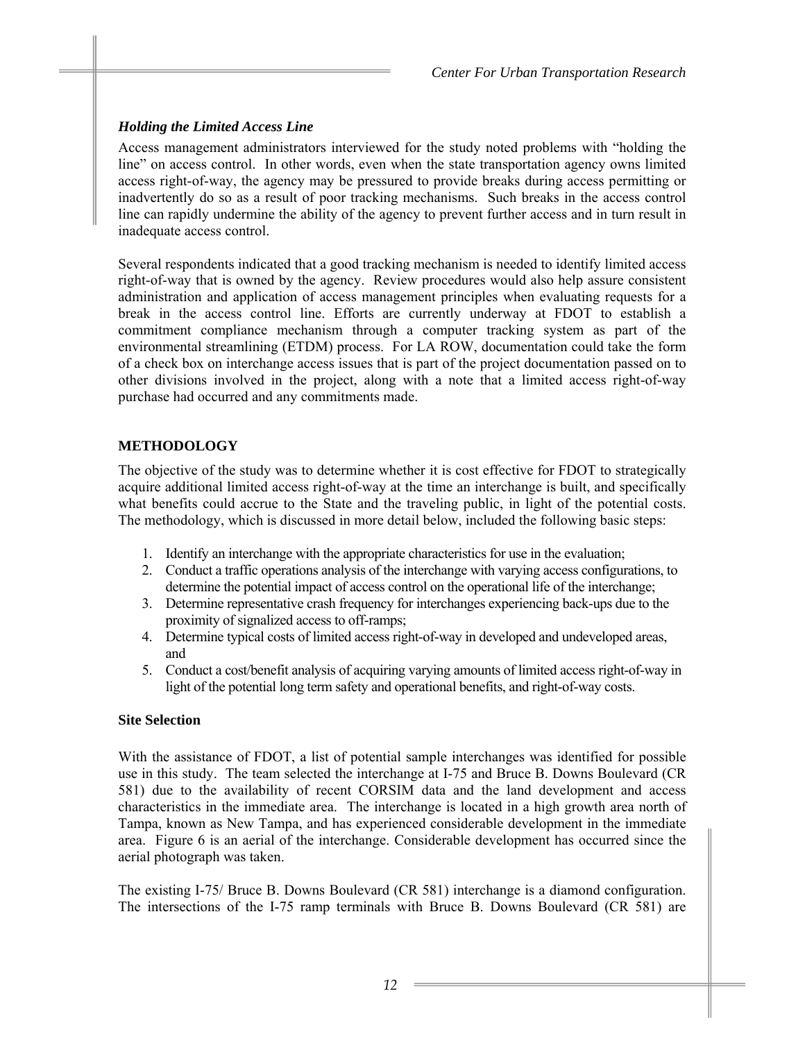### *Holding the Limited Access Line*

Access management administrators interviewed for the study noted problems with "holding the line" on access control. In other words, even when the state transportation agency owns limited access right-of-way, the agency may be pressured to provide breaks during access permitting or inadvertently do so as a result of poor tracking mechanisms. Such breaks in the access control line can rapidly undermine the ability of the agency to prevent further access and in turn result in inadequate access control.

Several respondents indicated that a good tracking mechanism is needed to identify limited access right-of-way that is owned by the agency. Review procedures would also help assure consistent administration and application of access management principles when evaluating requests for a break in the access control line. Efforts are currently underway at FDOT to establish a commitment compliance mechanism through a computer tracking system as part of the environmental streamlining (ETDM) process. For LA ROW, documentation could take the form of a check box on interchange access issues that is part of the project documentation passed on to other divisions involved in the project, along with a note that a limited access right-of-way purchase had occurred and any commitments made.

## METHODOLOGY

The objective of the study was to determine whether it is cost effective for FDOT to strategically acquire additional limited access right-of-way at the time an interchange is built, and specifically what benefits could accrue to the State and the traveling public, in light of the potential costs. The methodology, which is discussed in more detail below, included the following basic steps:

1. Identify an interchange with the appropriate characteristics for use in the evaluation;
2. Conduct a traffic operations analysis of the interchange with varying access configurations, to determine the potential impact of access control on the operational life of the interchange;
3. Determine representative crash frequency for interchanges experiencing back-ups due to the proximity of signalized access to off-ramps;
4. Determine typical costs of limited access right-of-way in developed and undeveloped areas, and
5. Conduct a cost/benefit analysis of acquiring varying amounts of limited access right-of-way in light of the potential long term safety and operational benefits, and right-of-way costs.

### Site Selection

With the assistance of FDOT, a list of potential sample interchanges was identified for possible use in this study. The team selected the interchange at I-75 and Bruce B. Downs Boulevard (CR 581) due to the availability of recent CORSIM data and the land development and access characteristics in the immediate area. The interchange is located in a high growth area north of Tampa, known as New Tampa, and has experienced considerable development in the immediate area. Figure 6 is an aerial of the interchange. Considerable development has occurred since the aerial photograph was taken.

The existing I-75/ Bruce B. Downs Boulevard (CR 581) interchange is a diamond configuration. The intersections of the I-75 ramp terminals with Bruce B. Downs Boulevard (CR 581) are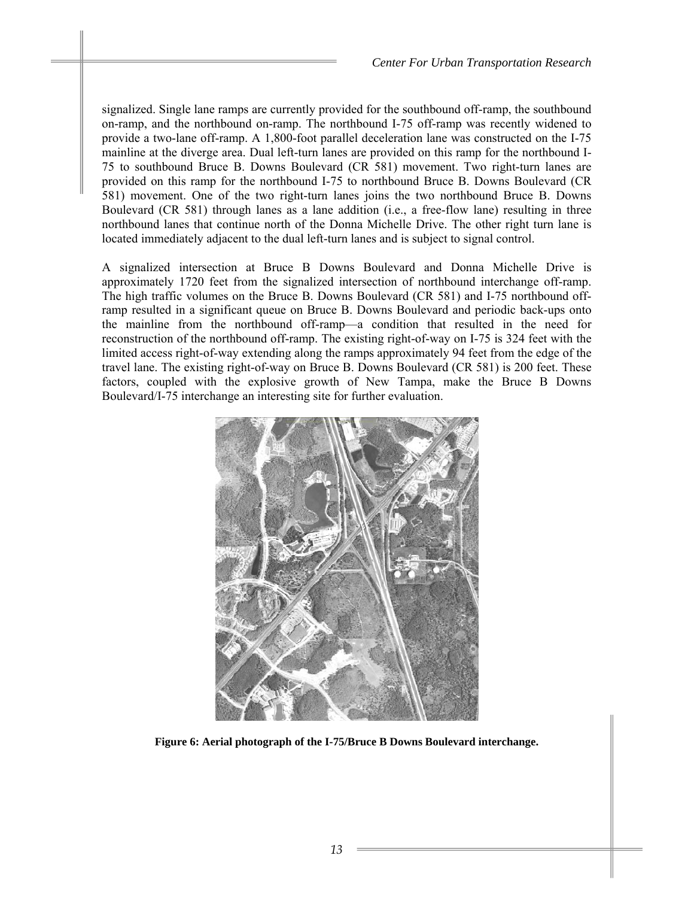signalized. Single lane ramps are currently provided for the southbound off-ramp, the southbound on-ramp, and the northbound on-ramp. The northbound I-75 off-ramp was recently widened to provide a two-lane off-ramp. A 1,800-foot parallel deceleration lane was constructed on the I-75 mainline at the diverge area. Dual left-turn lanes are provided on this ramp for the northbound I-75 to southbound Bruce B. Downs Boulevard (CR 581) movement. Two right-turn lanes are provided on this ramp for the northbound I-75 to northbound Bruce B. Downs Boulevard (CR 581) movement. One of the two right-turn lanes joins the two northbound Bruce B. Downs Boulevard (CR 581) through lanes as a lane addition (i.e., a free-flow lane) resulting in three northbound lanes that continue north of the Donna Michelle Drive. The other right turn lane is located immediately adjacent to the dual left-turn lanes and is subject to signal control.

A signalized intersection at Bruce B Downs Boulevard and Donna Michelle Drive is approximately 1720 feet from the signalized intersection of northbound interchange off-ramp. The high traffic volumes on the Bruce B. Downs Boulevard (CR 581) and I-75 northbound off-ramp resulted in a significant queue on Bruce B. Downs Boulevard and periodic back-ups onto the mainline from the northbound off-ramp—a condition that resulted in the need for reconstruction of the northbound off-ramp. The existing right-of-way on I-75 is 324 feet with the limited access right-of-way extending along the ramps approximately 94 feet from the edge of the travel lane. The existing right-of-way on Bruce B. Downs Boulevard (CR 581) is 200 feet. These factors, coupled with the explosive growth of New Tampa, make the Bruce B Downs Boulevard/I-75 interchange an interesting site for further evaluation.

**Figure 6: Aerial photograph of the I-75/Bruce B Downs Boulevard interchange.**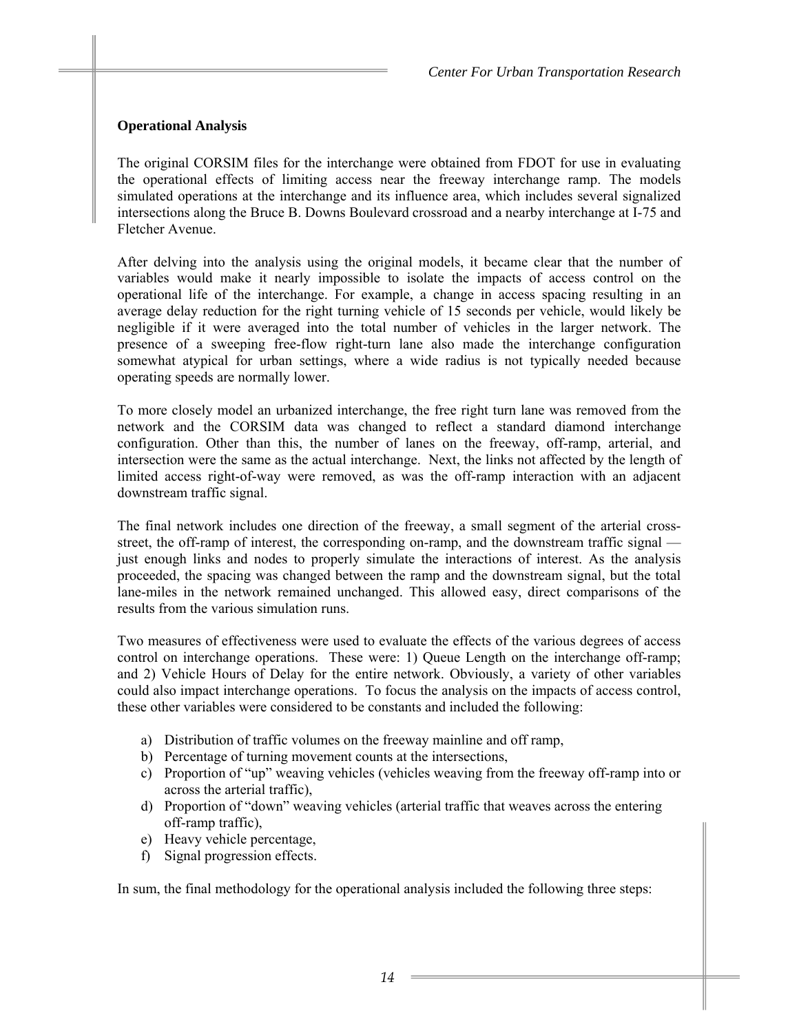### Operational Analysis

The original CORSIM files for the interchange were obtained from FDOT for use in evaluating the operational effects of limiting access near the freeway interchange ramp. The models simulated operations at the interchange and its influence area, which includes several signalized intersections along the Bruce B. Downs Boulevard crossroad and a nearby interchange at I-75 and Fletcher Avenue.

After delving into the analysis using the original models, it became clear that the number of variables would make it nearly impossible to isolate the impacts of access control on the operational life of the interchange. For example, a change in access spacing resulting in an average delay reduction for the right turning vehicle of 15 seconds per vehicle, would likely be negligible if it were averaged into the total number of vehicles in the larger network. The presence of a sweeping free-flow right-turn lane also made the interchange configuration somewhat atypical for urban settings, where a wide radius is not typically needed because operating speeds are normally lower.

To more closely model an urbanized interchange, the free right turn lane was removed from the network and the CORSIM data was changed to reflect a standard diamond interchange configuration. Other than this, the number of lanes on the freeway, off-ramp, arterial, and intersection were the same as the actual interchange. Next, the links not affected by the length of limited access right-of-way were removed, as was the off-ramp interaction with an adjacent downstream traffic signal.

The final network includes one direction of the freeway, a small segment of the arterial cross-street, the off-ramp of interest, the corresponding on-ramp, and the downstream traffic signal — just enough links and nodes to properly simulate the interactions of interest. As the analysis proceeded, the spacing was changed between the ramp and the downstream signal, but the total lane-miles in the network remained unchanged. This allowed easy, direct comparisons of the results from the various simulation runs.

Two measures of effectiveness were used to evaluate the effects of the various degrees of access control on interchange operations. These were: 1) Queue Length on the interchange off-ramp; and 2) Vehicle Hours of Delay for the entire network. Obviously, a variety of other variables could also impact interchange operations. To focus the analysis on the impacts of access control, these other variables were considered to be constants and included the following:

a) Distribution of traffic volumes on the freeway mainline and off ramp,
b) Percentage of turning movement counts at the intersections,
c) Proportion of "up" weaving vehicles (vehicles weaving from the freeway off-ramp into or across the arterial traffic),
d) Proportion of "down" weaving vehicles (arterial traffic that weaves across the entering off-ramp traffic),
e) Heavy vehicle percentage,
f) Signal progression effects.

In sum, the final methodology for the operational analysis included the following three steps: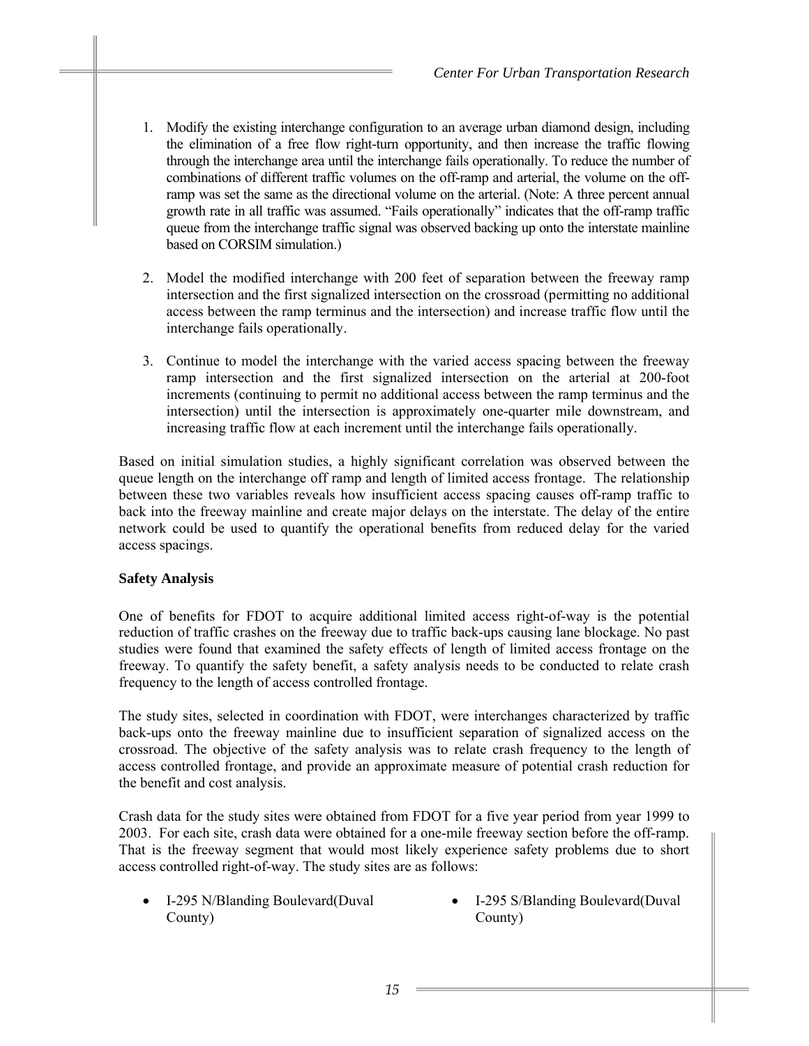1. Modify the existing interchange configuration to an average urban diamond design, including the elimination of a free flow right-turn opportunity, and then increase the traffic flowing through the interchange area until the interchange fails operationally. To reduce the number of combinations of different traffic volumes on the off-ramp and arterial, the volume on the off-ramp was set the same as the directional volume on the arterial. (Note: A three percent annual growth rate in all traffic was assumed. "Fails operationally" indicates that the off-ramp traffic queue from the interchange traffic signal was observed backing up onto the interstate mainline based on CORSIM simulation.)

2. Model the modified interchange with 200 feet of separation between the freeway ramp intersection and the first signalized intersection on the crossroad (permitting no additional access between the ramp terminus and the intersection) and increase traffic flow until the interchange fails operationally.

3. Continue to model the interchange with the varied access spacing between the freeway ramp intersection and the first signalized intersection on the arterial at 200-foot increments (continuing to permit no additional access between the ramp terminus and the intersection) until the intersection is approximately one-quarter mile downstream, and increasing traffic flow at each increment until the interchange fails operationally.

Based on initial simulation studies, a highly significant correlation was observed between the queue length on the interchange off ramp and length of limited access frontage. The relationship between these two variables reveals how insufficient access spacing causes off-ramp traffic to back into the freeway mainline and create major delays on the interstate. The delay of the entire network could be used to quantify the operational benefits from reduced delay for the varied access spacings.

**Safety Analysis**

One of benefits for FDOT to acquire additional limited access right-of-way is the potential reduction of traffic crashes on the freeway due to traffic back-ups causing lane blockage. No past studies were found that examined the safety effects of length of limited access frontage on the freeway. To quantify the safety benefit, a safety analysis needs to be conducted to relate crash frequency to the length of access controlled frontage.

The study sites, selected in coordination with FDOT, were interchanges characterized by traffic back-ups onto the freeway mainline due to insufficient separation of signalized access on the crossroad. The objective of the safety analysis was to relate crash frequency to the length of access controlled frontage, and provide an approximate measure of potential crash reduction for the benefit and cost analysis.

Crash data for the study sites were obtained from FDOT for a five year period from year 1999 to 2003. For each site, crash data were obtained for a one-mile freeway section before the off-ramp. That is the freeway segment that would most likely experience safety problems due to short access controlled right-of-way. The study sites are as follows:

- I-295 N/Blanding Boulevard(Duval County)
- I-295 S/Blanding Boulevard(Duval County)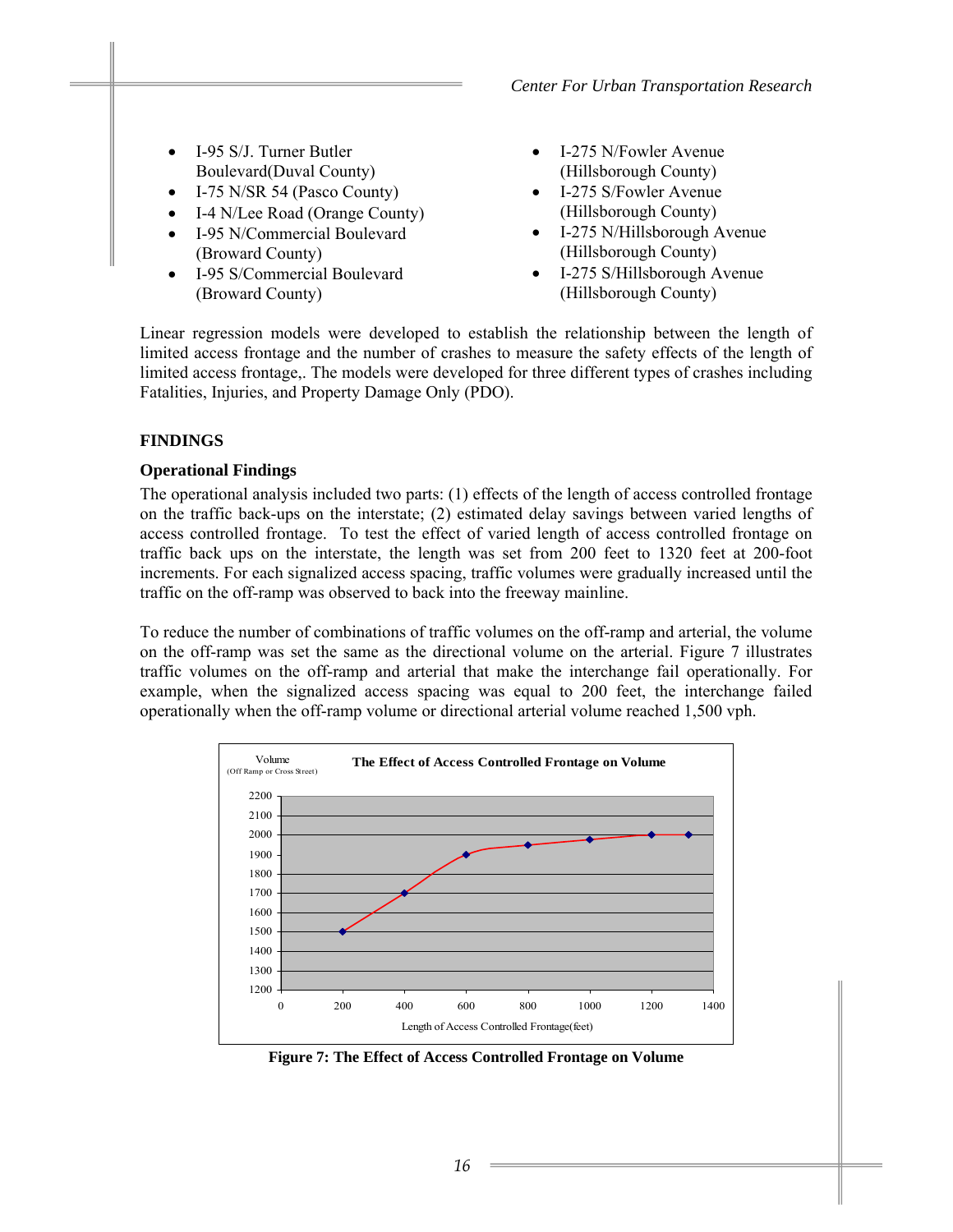- I-95 S/J. Turner Butler Boulevard(Duval County)
- I-75 N/SR 54 (Pasco County)
- I-4 N/Lee Road (Orange County)
- I-95 N/Commercial Boulevard (Broward County)
- I-95 S/Commercial Boulevard (Broward County)
- I-275 N/Fowler Avenue (Hillsborough County)
- I-275 S/Fowler Avenue (Hillsborough County)
- I-275 N/Hillsborough Avenue (Hillsborough County)
- I-275 S/Hillsborough Avenue (Hillsborough County)

Linear regression models were developed to establish the relationship between the length of limited access frontage and the number of crashes to measure the safety effects of the length of limited access frontage,. The models were developed for three different types of crashes including Fatalities, Injuries, and Property Damage Only (PDO).

## FINDINGS

### Operational Findings

The operational analysis included two parts: (1) effects of the length of access controlled frontage on the traffic back-ups on the interstate; (2) estimated delay savings between varied lengths of access controlled frontage. To test the effect of varied length of access controlled frontage on traffic back ups on the interstate, the length was set from 200 feet to 1320 feet at 200-foot increments. For each signalized access spacing, traffic volumes were gradually increased until the traffic on the off-ramp was observed to back into the freeway mainline.

To reduce the number of combinations of traffic volumes on the off-ramp and arterial, the volume on the off-ramp was set the same as the directional volume on the arterial. Figure 7 illustrates traffic volumes on the off-ramp and arterial that make the interchange fail operationally. For example, when the signalized access spacing was equal to 200 feet, the interchange failed operationally when the off-ramp volume or directional arterial volume reached 1,500 vph.

**Figure 7: The Effect of Access Controlled Frontage on Volume**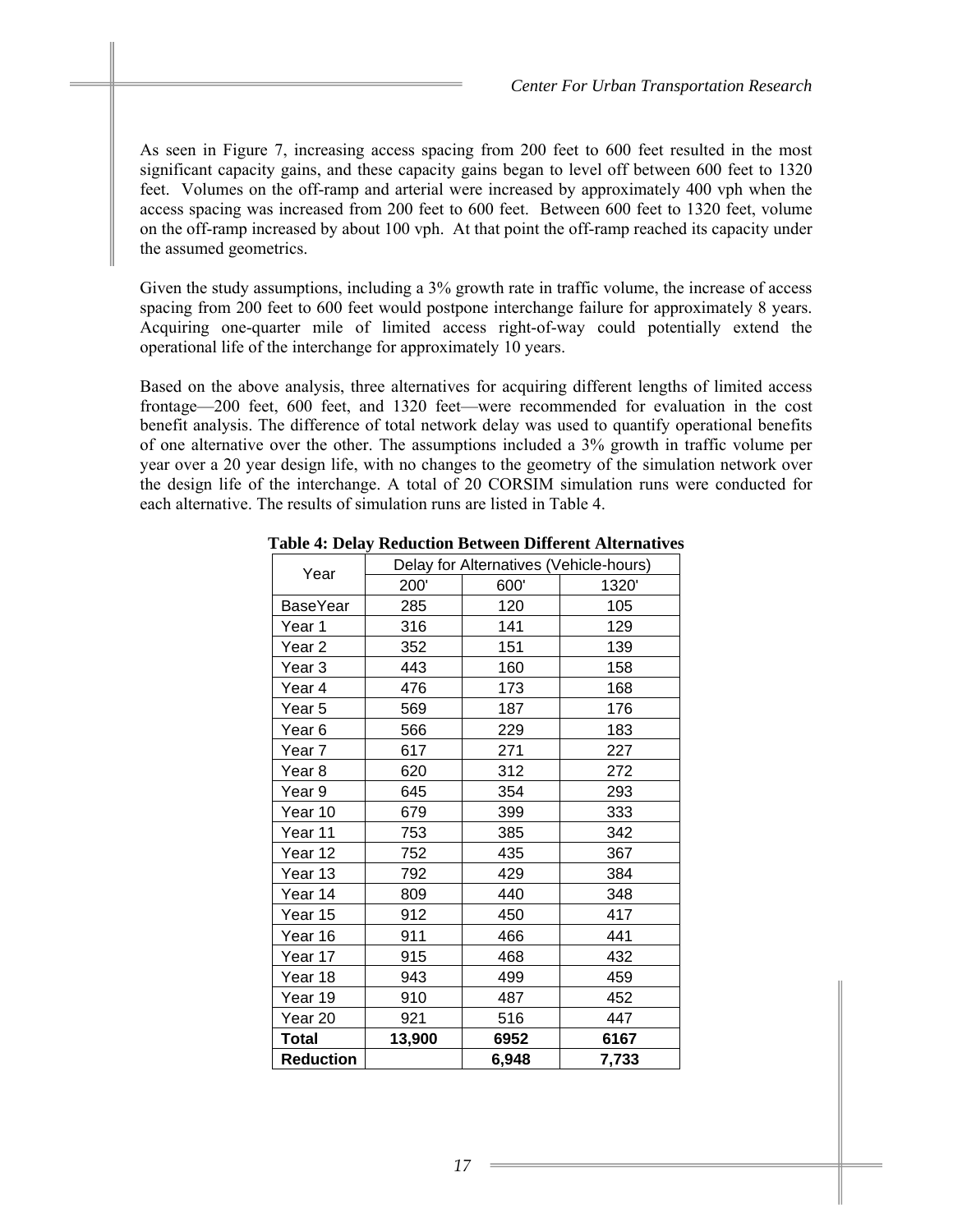As seen in Figure 7, increasing access spacing from 200 feet to 600 feet resulted in the most significant capacity gains, and these capacity gains began to level off between 600 feet to 1320 feet. Volumes on the off-ramp and arterial were increased by approximately 400 vph when the access spacing was increased from 200 feet to 600 feet. Between 600 feet to 1320 feet, volume on the off-ramp increased by about 100 vph. At that point the off-ramp reached its capacity under the assumed geometrics.

Given the study assumptions, including a 3% growth rate in traffic volume, the increase of access spacing from 200 feet to 600 feet would postpone interchange failure for approximately 8 years. Acquiring one-quarter mile of limited access right-of-way could potentially extend the operational life of the interchange for approximately 10 years.

Based on the above analysis, three alternatives for acquiring different lengths of limited access frontage—200 feet, 600 feet, and 1320 feet—were recommended for evaluation in the cost benefit analysis. The difference of total network delay was used to quantify operational benefits of one alternative over the other. The assumptions included a 3% growth in traffic volume per year over a 20 year design life, with no changes to the geometry of the simulation network over the design life of the interchange. A total of 20 CORSIM simulation runs were conducted for each alternative. The results of simulation runs are listed in Table 4.

**Table 4: Delay Reduction Between Different Alternatives**

| Year | Delay for Alternatives (Vehicle-hours) | | |
|---|---|---|---|
| | 200' | 600' | 1320' |
| BaseYear | 285 | 120 | 105 |
| Year 1 | 316 | 141 | 129 |
| Year 2 | 352 | 151 | 139 |
| Year 3 | 443 | 160 | 158 |
| Year 4 | 476 | 173 | 168 |
| Year 5 | 569 | 187 | 176 |
| Year 6 | 566 | 229 | 183 |
| Year 7 | 617 | 271 | 227 |
| Year 8 | 620 | 312 | 272 |
| Year 9 | 645 | 354 | 293 |
| Year 10 | 679 | 399 | 333 |
| Year 11 | 753 | 385 | 342 |
| Year 12 | 752 | 435 | 367 |
| Year 13 | 792 | 429 | 384 |
| Year 14 | 809 | 440 | 348 |
| Year 15 | 912 | 450 | 417 |
| Year 16 | 911 | 466 | 441 |
| Year 17 | 915 | 468 | 432 |
| Year 18 | 943 | 499 | 459 |
| Year 19 | 910 | 487 | 452 |
| Year 20 | 921 | 516 | 447 |
| **Total** | **13,900** | **6952** | **6167** |
| **Reduction** | | **6,948** | **7,733** |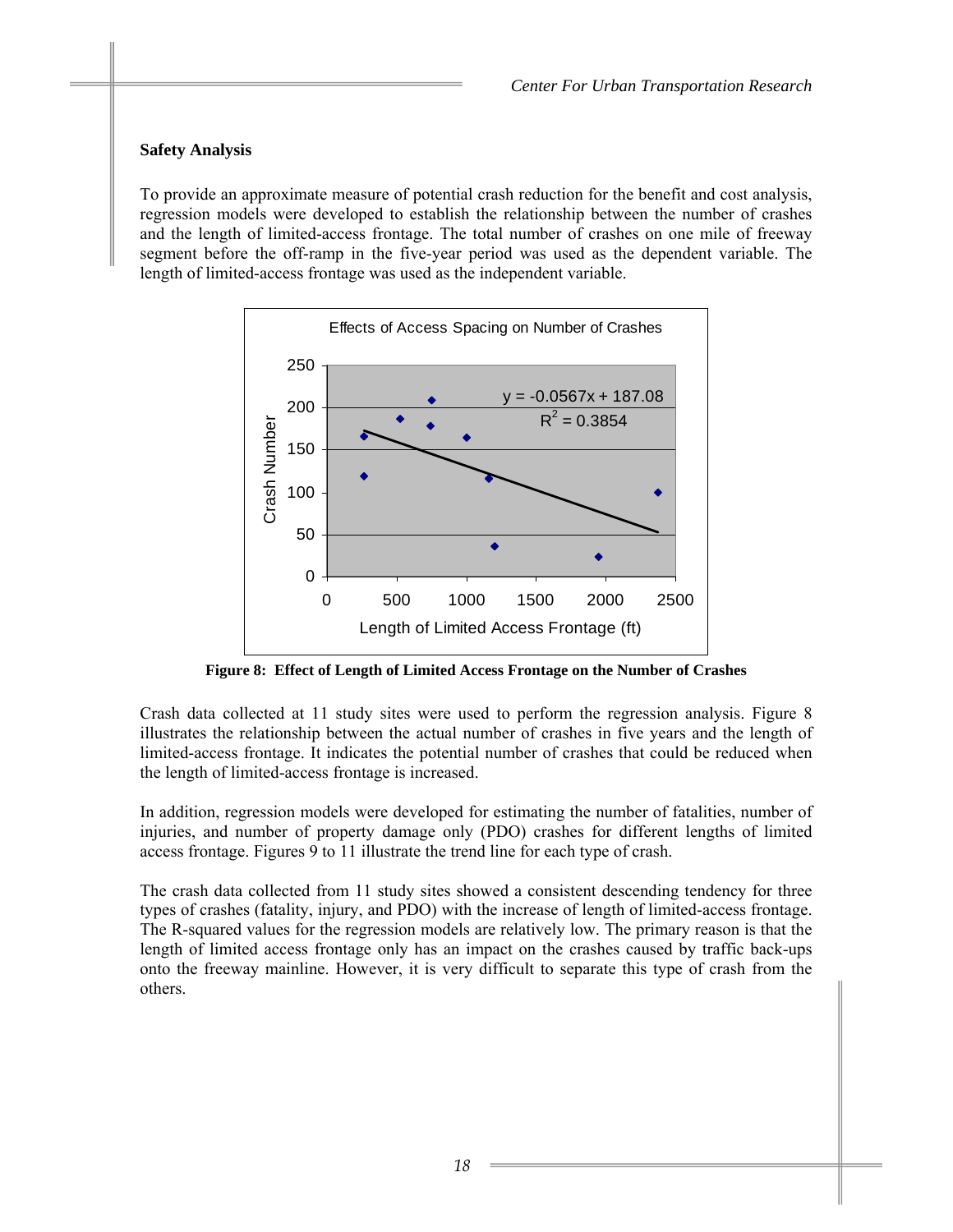### Safety Analysis

To provide an approximate measure of potential crash reduction for the benefit and cost analysis, regression models were developed to establish the relationship between the number of crashes and the length of limited-access frontage. The total number of crashes on one mile of freeway segment before the off-ramp in the five-year period was used as the dependent variable. The length of limited-access frontage was used as the independent variable.

**Figure 8: Effect of Length of Limited Access Frontage on the Number of Crashes**

Crash data collected at 11 study sites were used to perform the regression analysis. Figure 8 illustrates the relationship between the actual number of crashes in five years and the length of limited-access frontage. It indicates the potential number of crashes that could be reduced when the length of limited-access frontage is increased.

In addition, regression models were developed for estimating the number of fatalities, number of injuries, and number of property damage only (PDO) crashes for different lengths of limited access frontage. Figures 9 to 11 illustrate the trend line for each type of crash.

The crash data collected from 11 study sites showed a consistent descending tendency for three types of crashes (fatality, injury, and PDO) with the increase of length of limited-access frontage. The R-squared values for the regression models are relatively low. The primary reason is that the length of limited access frontage only has an impact on the crashes caused by traffic back-ups onto the freeway mainline. However, it is very difficult to separate this type of crash from the others.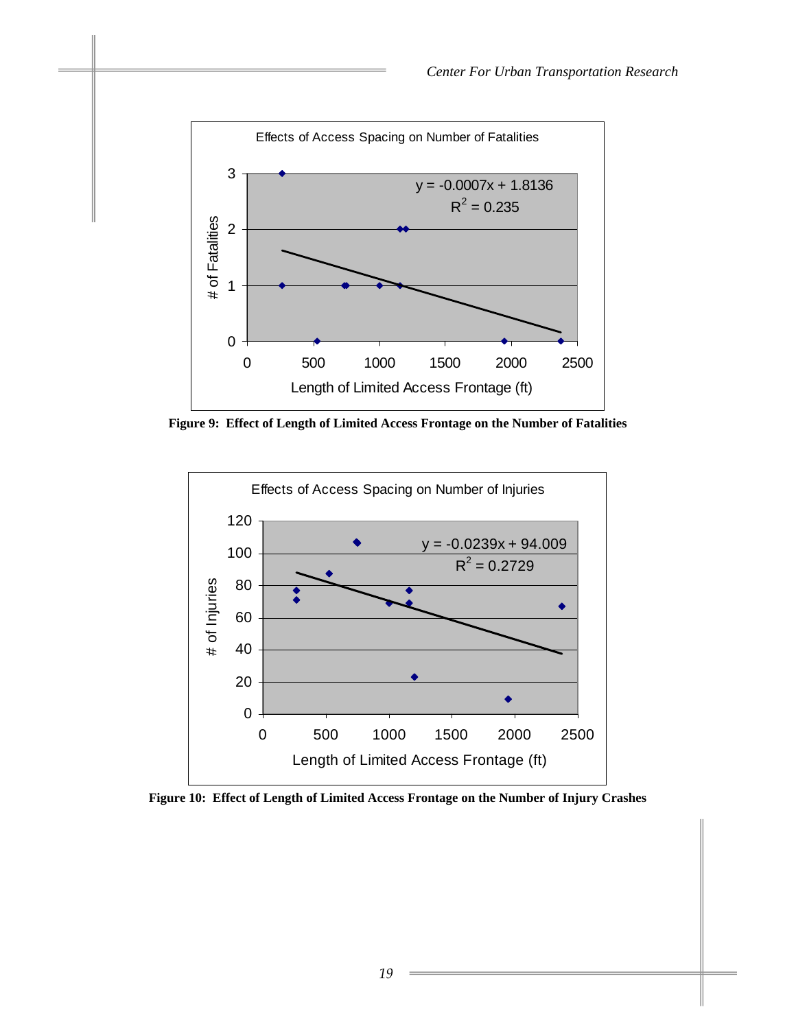Effects of Access Spacing on Number of Fatalities

$y = -0.0007x + 1.8136$

$R^2 = 0.235$

**Figure 9: Effect of Length of Limited Access Frontage on the Number of Fatalities**

Effects of Access Spacing on Number of Injuries

$y = -0.0239x + 94.009$

$R^2 = 0.2729$

**Figure 10: Effect of Length of Limited Access Frontage on the Number of Injury Crashes**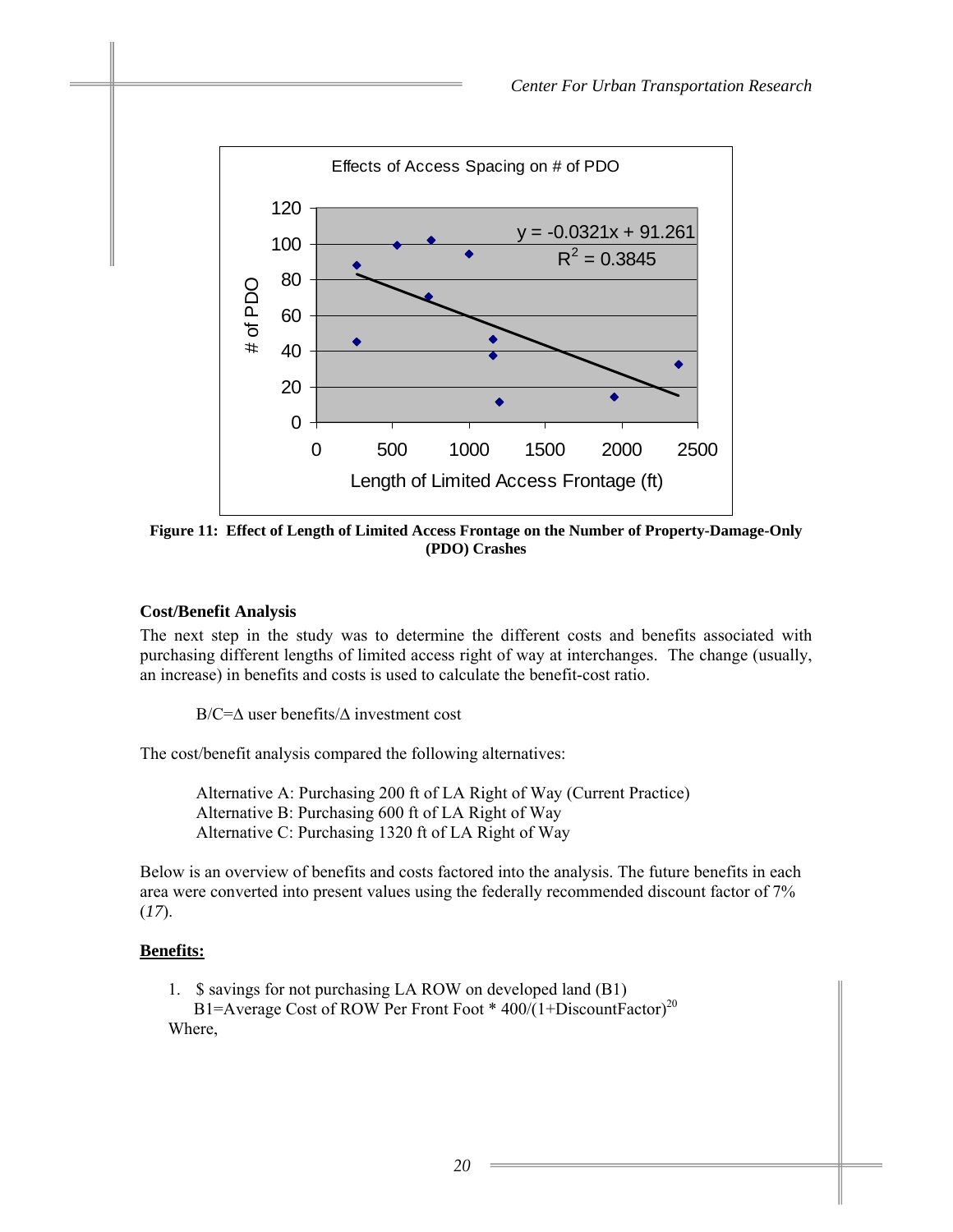**Figure 11: Effect of Length of Limited Access Frontage on the Number of Property-Damage-Only (PDO) Crashes**

**Cost/Benefit Analysis**

The next step in the study was to determine the different costs and benefits associated with purchasing different lengths of limited access right of way at interchanges. The change (usually, an increase) in benefits and costs is used to calculate the benefit-cost ratio.

B/C=Δ user benefits/Δ investment cost

The cost/benefit analysis compared the following alternatives:

Alternative A: Purchasing 200 ft of LA Right of Way (Current Practice)
Alternative B: Purchasing 600 ft of LA Right of Way
Alternative C: Purchasing 1320 ft of LA Right of Way

Below is an overview of benefits and costs factored into the analysis. The future benefits in each area were converted into present values using the federally recommended discount factor of 7% (*17*).

<u>**Benefits:**</u>

1. $ savings for not purchasing LA ROW on developed land (B1)
   B1=Average Cost of ROW Per Front Foot * $400/(1+\text{DiscountFactor})^{20}$

Where,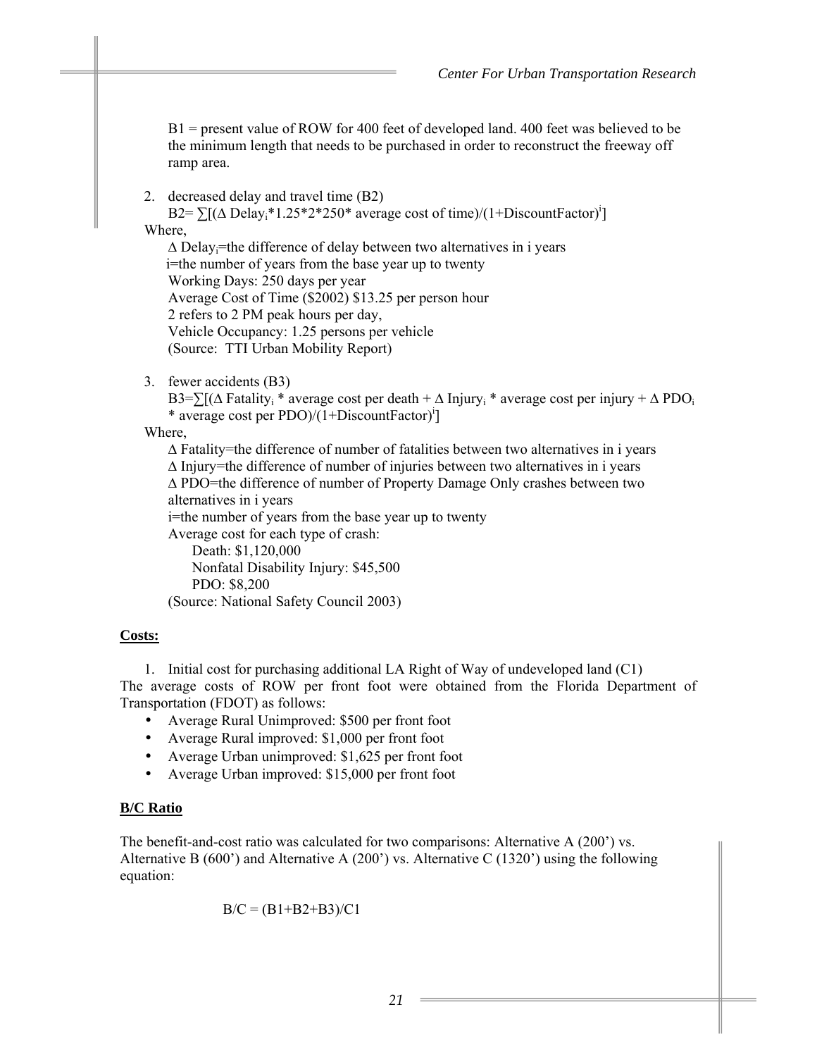B1 = present value of ROW for 400 feet of developed land. 400 feet was believed to be the minimum length that needs to be purchased in order to reconstruct the freeway off ramp area.

2. decreased delay and travel time (B2)

   $B2 = \sum[(\Delta \text{Delay}_i * 1.25 * 2 * 250 * \text{average cost of time})/(1+\text{DiscountFactor})^i]$

Where,

   $\Delta \text{Delay}_i$=the difference of delay between two alternatives in i years
   i=the number of years from the base year up to twenty
   Working Days: 250 days per year
   Average Cost of Time ($2002) $13.25 per person hour
   2 refers to 2 PM peak hours per day,
   Vehicle Occupancy: 1.25 persons per vehicle
   (Source: TTI Urban Mobility Report)

3. fewer accidents (B3)

   $B3 = \sum[(\Delta \text{Fatality}_i * \text{average cost per death} + \Delta \text{Injury}_i * \text{average cost per injury} + \Delta \text{PDO}_i * \text{average cost per PDO})/(1+\text{DiscountFactor})^i]$

Where,

   $\Delta$ Fatality=the difference of number of fatalities between two alternatives in i years
   $\Delta$ Injury=the difference of number of injuries between two alternatives in i years
   $\Delta$ PDO=the difference of number of Property Damage Only crashes between two alternatives in i years
   i=the number of years from the base year up to twenty
   Average cost for each type of crash:
      Death: $1,120,000
      Nonfatal Disability Injury: $45,500
      PDO: $8,200
   (Source: National Safety Council 2003)

**Costs:**

1. Initial cost for purchasing additional LA Right of Way of undeveloped land (C1)

The average costs of ROW per front foot were obtained from the Florida Department of Transportation (FDOT) as follows:

- Average Rural Unimproved: $500 per front foot
- Average Rural improved: $1,000 per front foot
- Average Urban unimproved: $1,625 per front foot
- Average Urban improved: $15,000 per front foot

**B/C Ratio**

The benefit-and-cost ratio was calculated for two comparisons: Alternative A (200') vs. Alternative B (600') and Alternative A (200') vs. Alternative C (1320') using the following equation:

$$B/C = (B1+B2+B3)/C1$$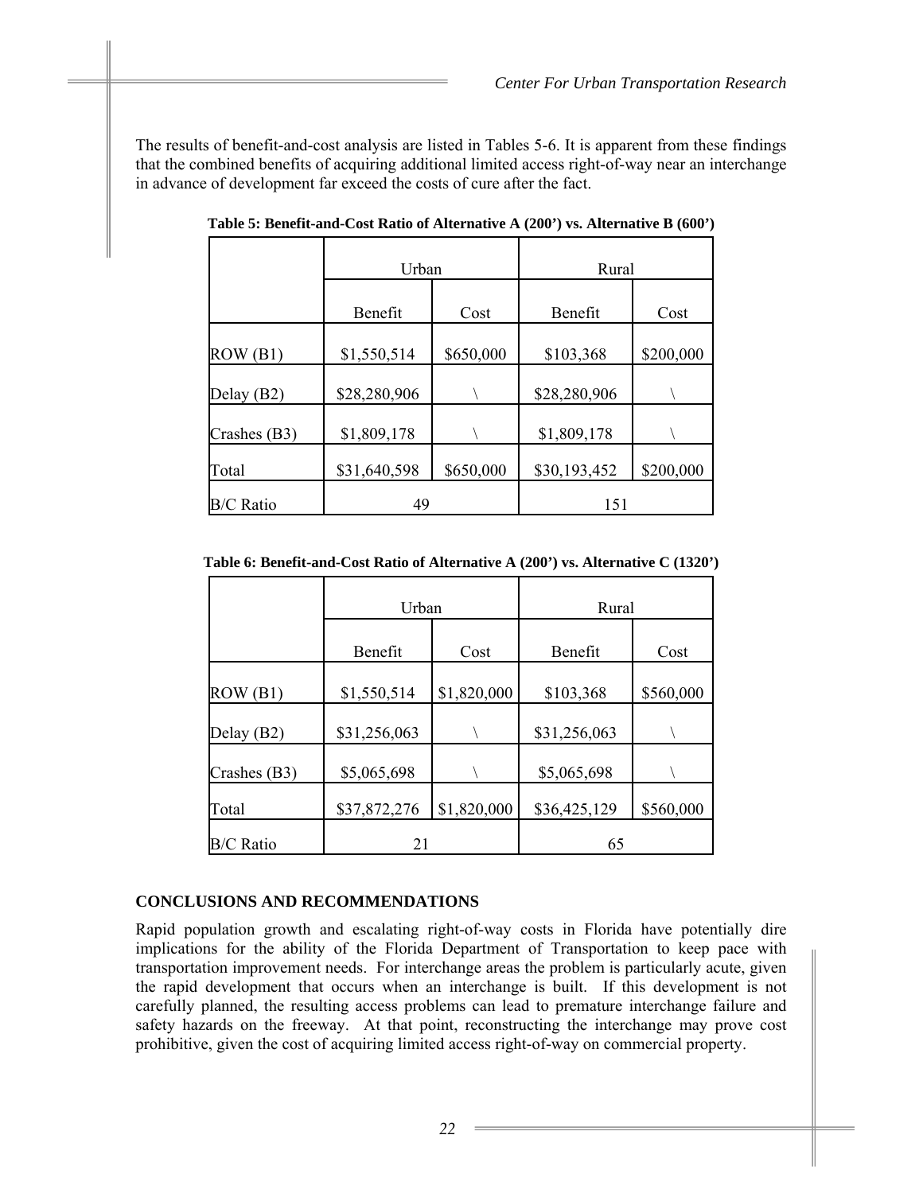The results of benefit-and-cost analysis are listed in Tables 5-6. It is apparent from these findings that the combined benefits of acquiring additional limited access right-of-way near an interchange in advance of development far exceed the costs of cure after the fact.

**Table 5: Benefit-and-Cost Ratio of Alternative A (200') vs. Alternative B (600')**

| | Urban | | Rural | |
|---|---|---|---|---|
| | Benefit | Cost | Benefit | Cost |
| ROW (B1) | $1,550,514 | $650,000 | $103,368 | $200,000 |
| Delay (B2) | $28,280,906 | \ | $28,280,906 | \ |
| Crashes (B3) | $1,809,178 | \ | $1,809,178 | \ |
| Total | $31,640,598 | $650,000 | $30,193,452 | $200,000 |
| B/C Ratio | 49 | | 151 | |

**Table 6: Benefit-and-Cost Ratio of Alternative A (200') vs. Alternative C (1320')**

| | Urban | | Rural | |
|---|---|---|---|---|
| | Benefit | Cost | Benefit | Cost |
| ROW (B1) | $1,550,514 | $1,820,000 | $103,368 | $560,000 |
| Delay (B2) | $31,256,063 | \ | $31,256,063 | \ |
| Crashes (B3) | $5,065,698 | \ | $5,065,698 | \ |
| Total | $37,872,276 | $1,820,000 | $36,425,129 | $560,000 |
| B/C Ratio | 21 | | 65 | |

## CONCLUSIONS AND RECOMMENDATIONS

Rapid population growth and escalating right-of-way costs in Florida have potentially dire implications for the ability of the Florida Department of Transportation to keep pace with transportation improvement needs. For interchange areas the problem is particularly acute, given the rapid development that occurs when an interchange is built. If this development is not carefully planned, the resulting access problems can lead to premature interchange failure and safety hazards on the freeway. At that point, reconstructing the interchange may prove cost prohibitive, given the cost of acquiring limited access right-of-way on commercial property.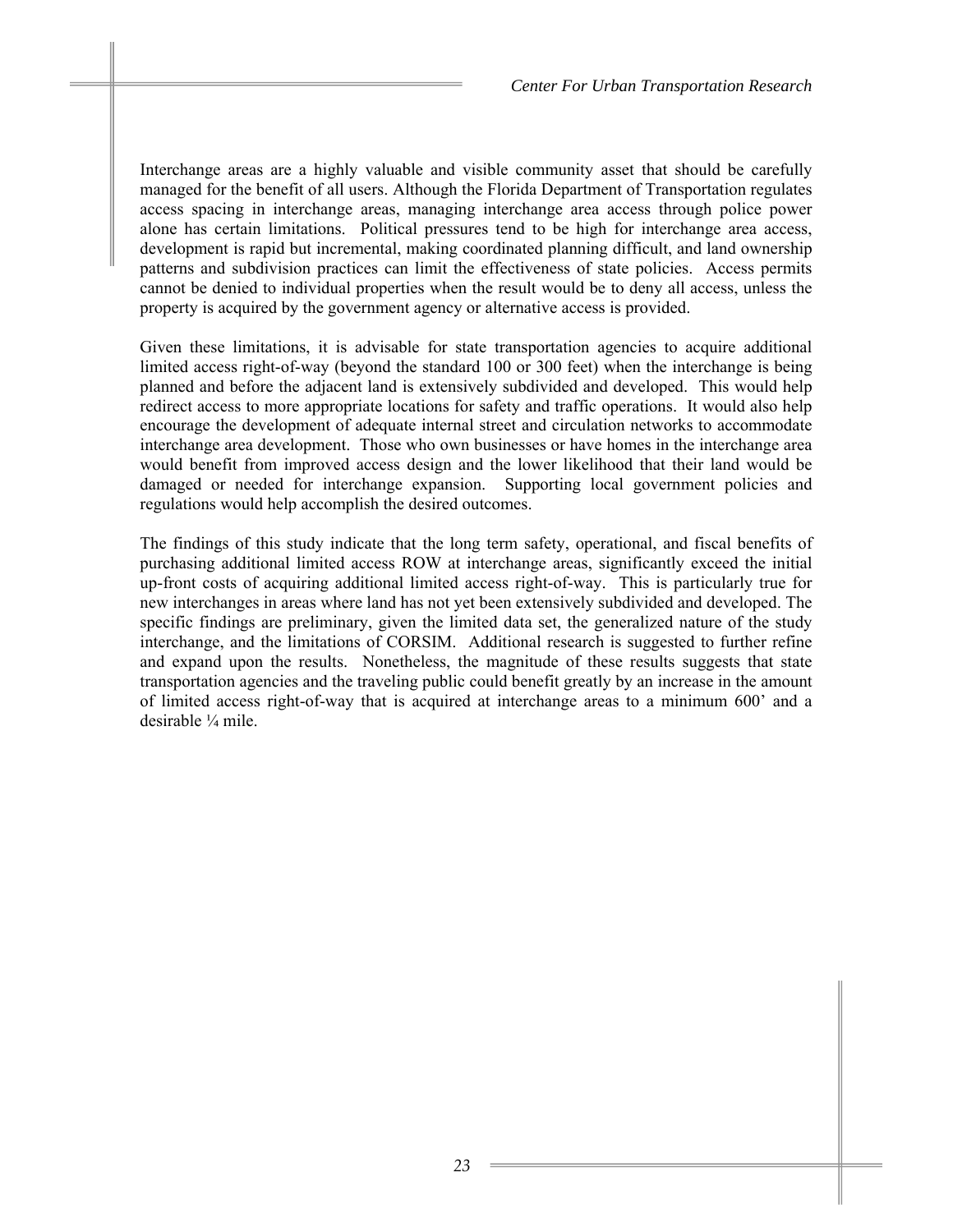Interchange areas are a highly valuable and visible community asset that should be carefully managed for the benefit of all users. Although the Florida Department of Transportation regulates access spacing in interchange areas, managing interchange area access through police power alone has certain limitations. Political pressures tend to be high for interchange area access, development is rapid but incremental, making coordinated planning difficult, and land ownership patterns and subdivision practices can limit the effectiveness of state policies. Access permits cannot be denied to individual properties when the result would be to deny all access, unless the property is acquired by the government agency or alternative access is provided.

Given these limitations, it is advisable for state transportation agencies to acquire additional limited access right-of-way (beyond the standard 100 or 300 feet) when the interchange is being planned and before the adjacent land is extensively subdivided and developed. This would help redirect access to more appropriate locations for safety and traffic operations. It would also help encourage the development of adequate internal street and circulation networks to accommodate interchange area development. Those who own businesses or have homes in the interchange area would benefit from improved access design and the lower likelihood that their land would be damaged or needed for interchange expansion. Supporting local government policies and regulations would help accomplish the desired outcomes.

The findings of this study indicate that the long term safety, operational, and fiscal benefits of purchasing additional limited access ROW at interchange areas, significantly exceed the initial up-front costs of acquiring additional limited access right-of-way. This is particularly true for new interchanges in areas where land has not yet been extensively subdivided and developed. The specific findings are preliminary, given the limited data set, the generalized nature of the study interchange, and the limitations of CORSIM. Additional research is suggested to further refine and expand upon the results. Nonetheless, the magnitude of these results suggests that state transportation agencies and the traveling public could benefit greatly by an increase in the amount of limited access right-of-way that is acquired at interchange areas to a minimum 600' and a desirable ¼ mile.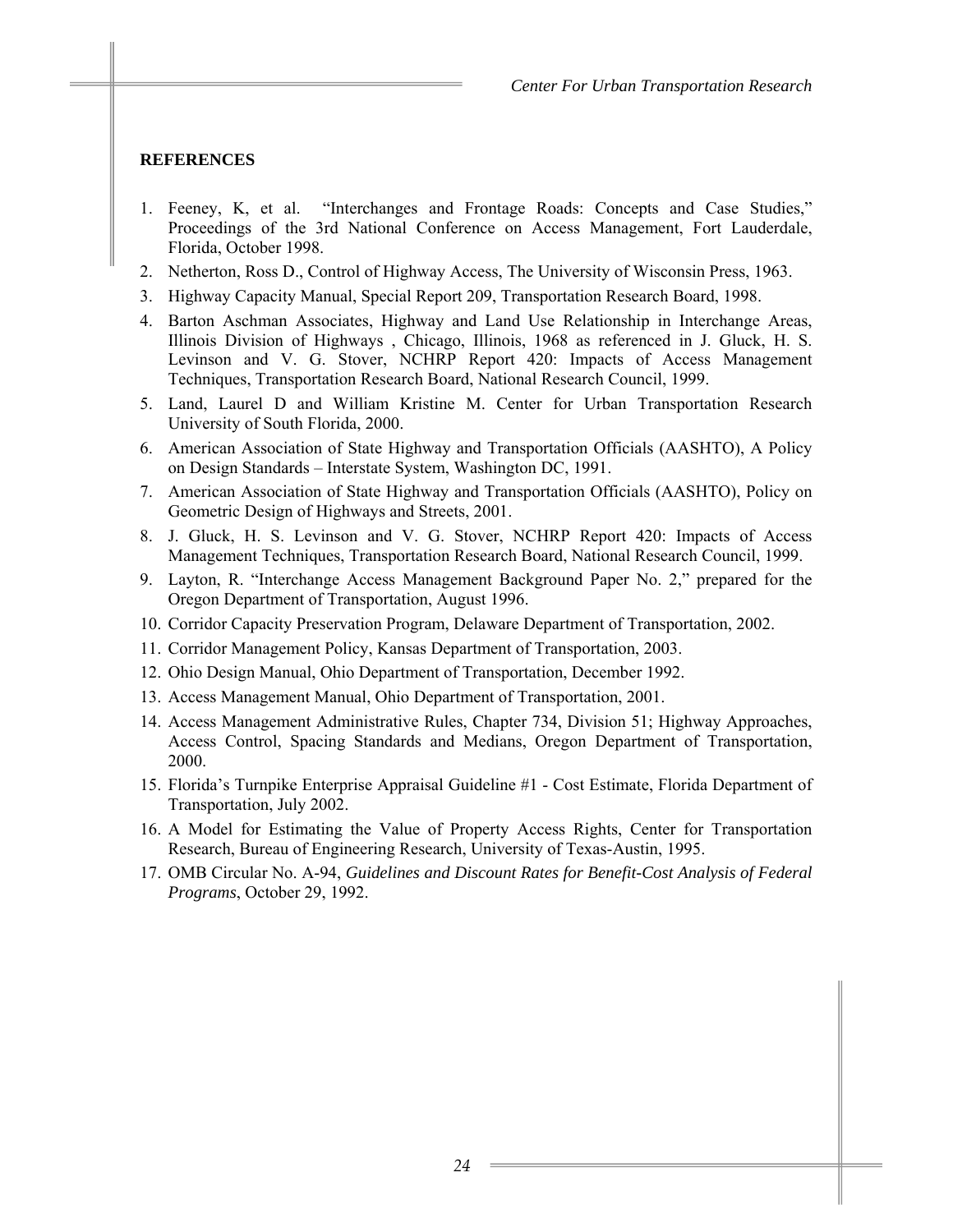## REFERENCES

1. Feeney, K, et al. "Interchanges and Frontage Roads: Concepts and Case Studies," Proceedings of the 3rd National Conference on Access Management, Fort Lauderdale, Florida, October 1998.
2. Netherton, Ross D., Control of Highway Access, The University of Wisconsin Press, 1963.
3. Highway Capacity Manual, Special Report 209, Transportation Research Board, 1998.
4. Barton Aschman Associates, Highway and Land Use Relationship in Interchange Areas, Illinois Division of Highways , Chicago, Illinois, 1968 as referenced in J. Gluck, H. S. Levinson and V. G. Stover, NCHRP Report 420: Impacts of Access Management Techniques, Transportation Research Board, National Research Council, 1999.
5. Land, Laurel D and William Kristine M. Center for Urban Transportation Research University of South Florida, 2000.
6. American Association of State Highway and Transportation Officials (AASHTO), A Policy on Design Standards – Interstate System, Washington DC, 1991.
7. American Association of State Highway and Transportation Officials (AASHTO), Policy on Geometric Design of Highways and Streets, 2001.
8. J. Gluck, H. S. Levinson and V. G. Stover, NCHRP Report 420: Impacts of Access Management Techniques, Transportation Research Board, National Research Council, 1999.
9. Layton, R. "Interchange Access Management Background Paper No. 2," prepared for the Oregon Department of Transportation, August 1996.
10. Corridor Capacity Preservation Program, Delaware Department of Transportation, 2002.
11. Corridor Management Policy, Kansas Department of Transportation, 2003.
12. Ohio Design Manual, Ohio Department of Transportation, December 1992.
13. Access Management Manual, Ohio Department of Transportation, 2001.
14. Access Management Administrative Rules, Chapter 734, Division 51; Highway Approaches, Access Control, Spacing Standards and Medians, Oregon Department of Transportation, 2000.
15. Florida's Turnpike Enterprise Appraisal Guideline #1 - Cost Estimate, Florida Department of Transportation, July 2002.
16. A Model for Estimating the Value of Property Access Rights, Center for Transportation Research, Bureau of Engineering Research, University of Texas-Austin, 1995.
17. OMB Circular No. A-94, *Guidelines and Discount Rates for Benefit-Cost Analysis of Federal Programs*, October 29, 1992.